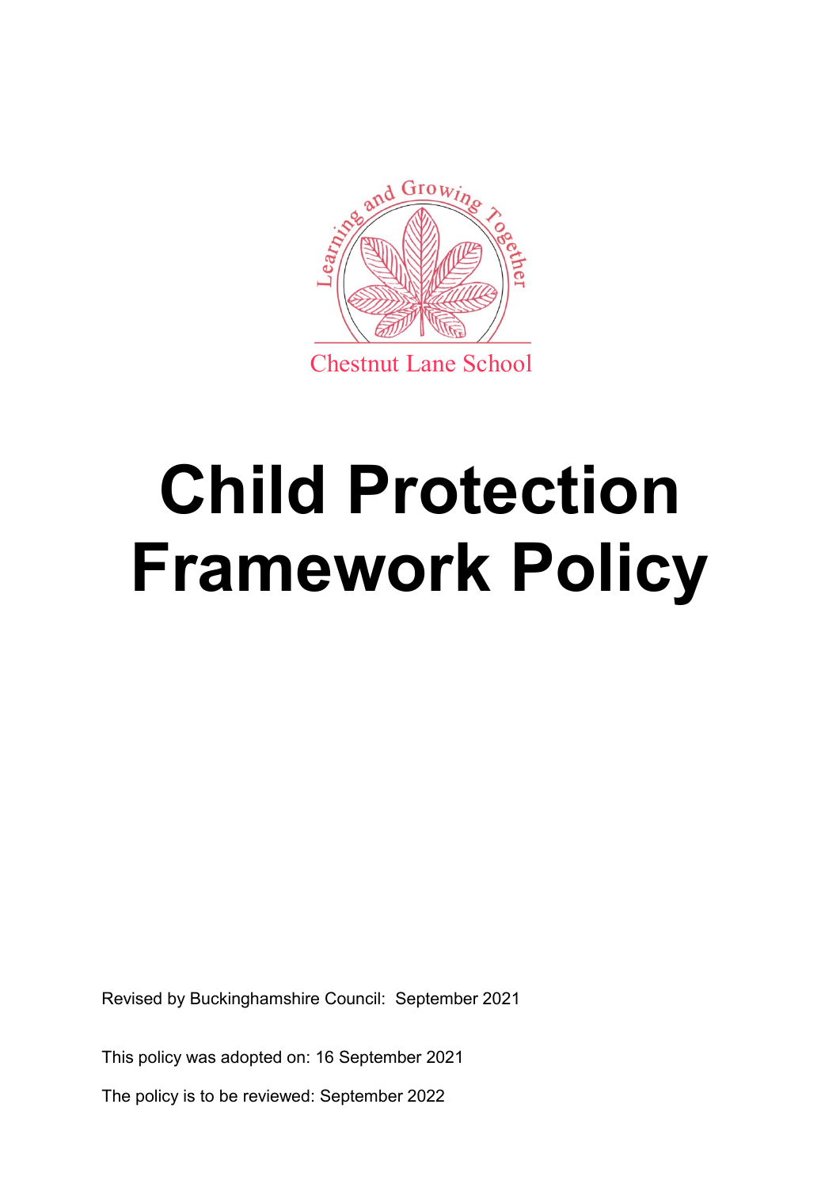Learning and Growing Together

Chestnut Lane School

# Child Protection Framework Policy

Revised by Buckinghamshire Council: September 2021

This policy was adopted on: 16 September 2021

The policy is to be reviewed: September 2022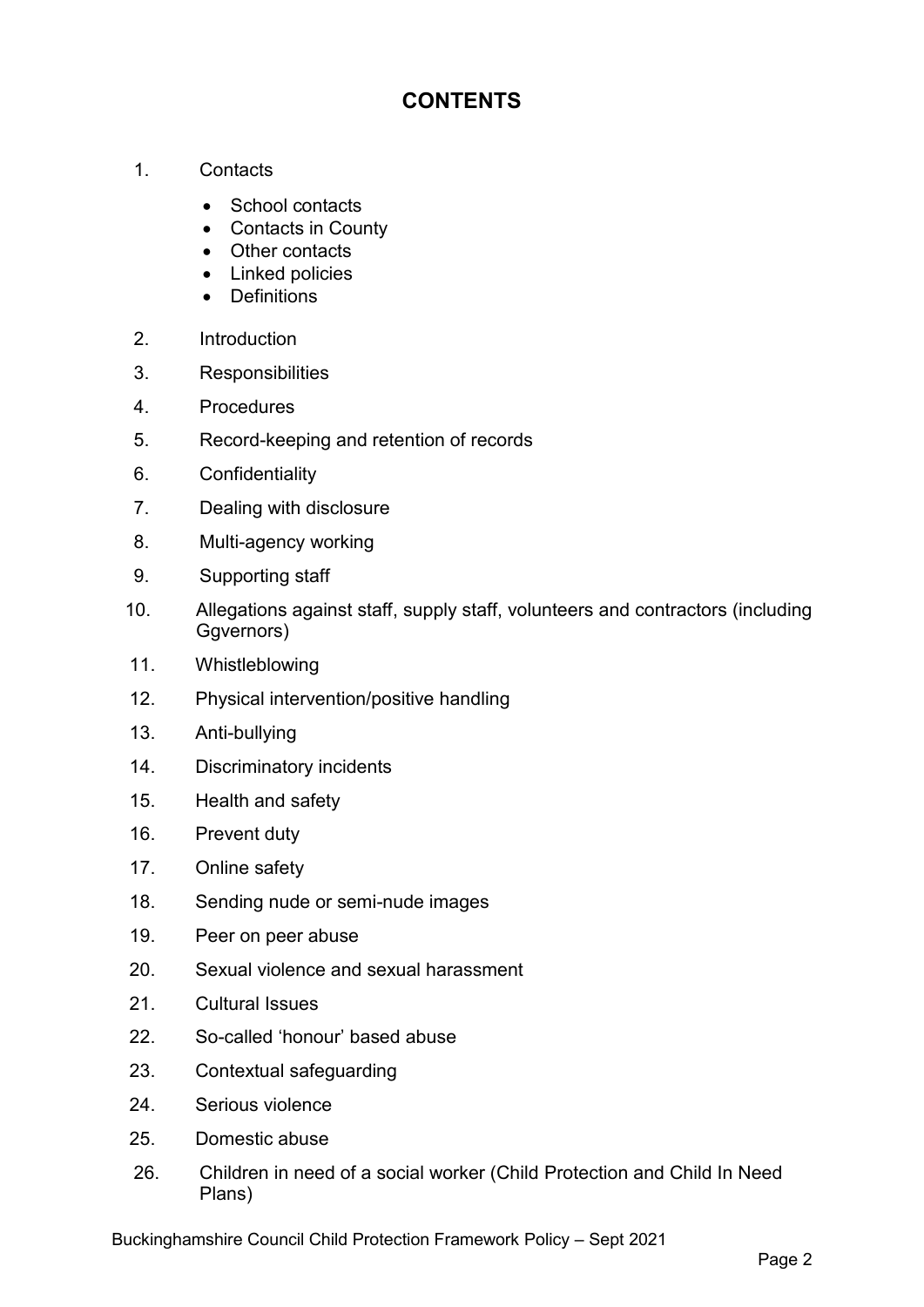# CONTENTS

1. Contacts
    - School contacts
    - Contacts in County
    - Other contacts
    - Linked policies
    - Definitions
2. Introduction
3. Responsibilities
4. Procedures
5. Record-keeping and retention of records
6. Confidentiality
7. Dealing with disclosure
8. Multi-agency working
9. Supporting staff
10. Allegations against staff, supply staff, volunteers and contractors (including Ggvernors)
11. Whistleblowing
12. Physical intervention/positive handling
13. Anti-bullying
14. Discriminatory incidents
15. Health and safety
16. Prevent duty
17. Online safety
18. Sending nude or semi-nude images
19. Peer on peer abuse
20. Sexual violence and sexual harassment
21. Cultural Issues
22. So-called 'honour' based abuse
23. Contextual safeguarding
24. Serious violence
25. Domestic abuse
26. Children in need of a social worker (Child Protection and Child In Need Plans)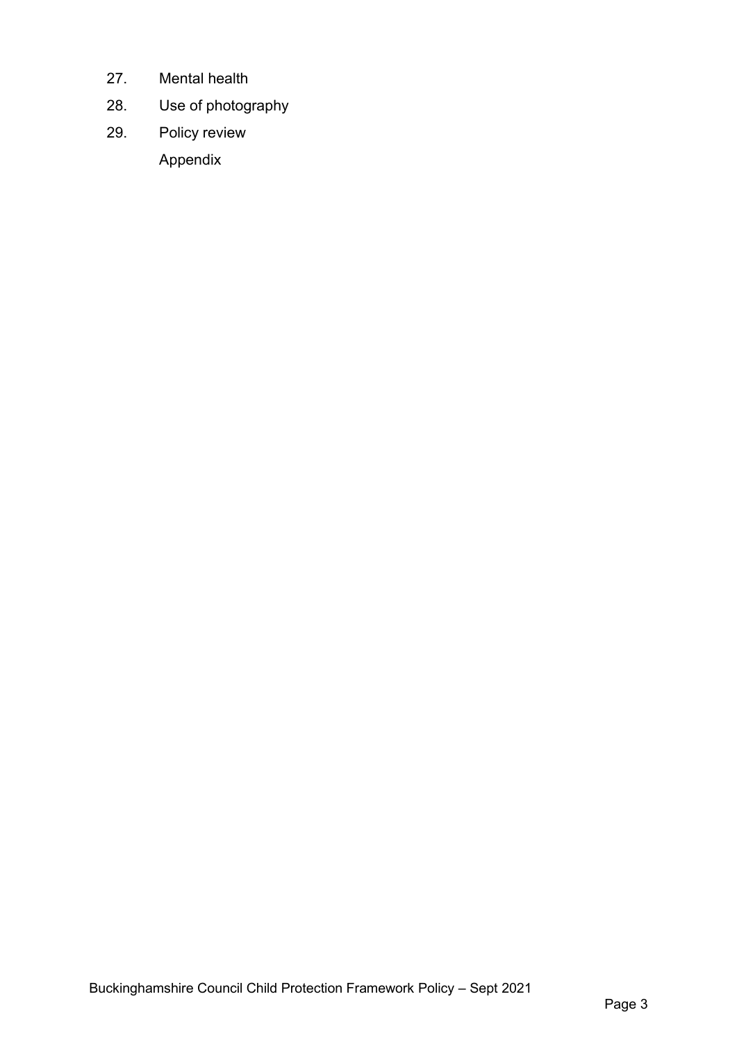27. Mental health
28. Use of photography
29. Policy review

Appendix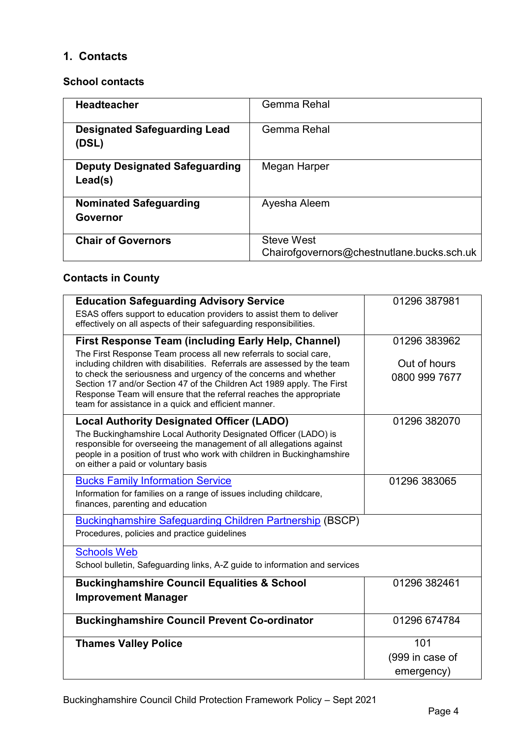## 1. Contacts

### School contacts

| | |
|---|---|
| **Headteacher** | Gemma Rehal |
| **Designated Safeguarding Lead (DSL)** | Gemma Rehal |
| **Deputy Designated Safeguarding Lead(s)** | Megan Harper |
| **Nominated Safeguarding Governor** | Ayesha Aleem |
| **Chair of Governors** | Steve West<br>Chairofgovernors@chestnutlane.bucks.sch.uk |

### Contacts in County

| | |
|---|---|
| **Education Safeguarding Advisory Service**<br>ESAS offers support to education providers to assist them to deliver effectively on all aspects of their safeguarding responsibilities. | 01296 387981 |
| **First Response Team (including Early Help, Channel)**<br>The First Response Team process all new referrals to social care, including children with disabilities. Referrals are assessed by the team to check the seriousness and urgency of the concerns and whether Section 17 and/or Section 47 of the Children Act 1989 apply. The First Response Team will ensure that the referral reaches the appropriate team for assistance in a quick and efficient manner. | 01296 383962<br>Out of hours<br>0800 999 7677 |
| **Local Authority Designated Officer (LADO)**<br>The Buckinghamshire Local Authority Designated Officer (LADO) is responsible for overseeing the management of all allegations against people in a position of trust who work with children in Buckinghamshire on either a paid or voluntary basis | 01296 382070 |
| Bucks Family Information Service<br>Information for families on a range of issues including childcare, finances, parenting and education | 01296 383065 |
| Buckinghamshire Safeguarding Children Partnership (BSCP)<br>Procedures, policies and practice guidelines | |
| Schools Web<br>School bulletin, Safeguarding links, A-Z guide to information and services | |
| **Buckinghamshire Council Equalities & School Improvement Manager** | 01296 382461 |
| **Buckinghamshire Council Prevent Co-ordinator** | 01296 674784 |
| **Thames Valley Police** | 101<br>(999 in case of emergency) |

Buckinghamshire Council Child Protection Framework Policy – Sept 2021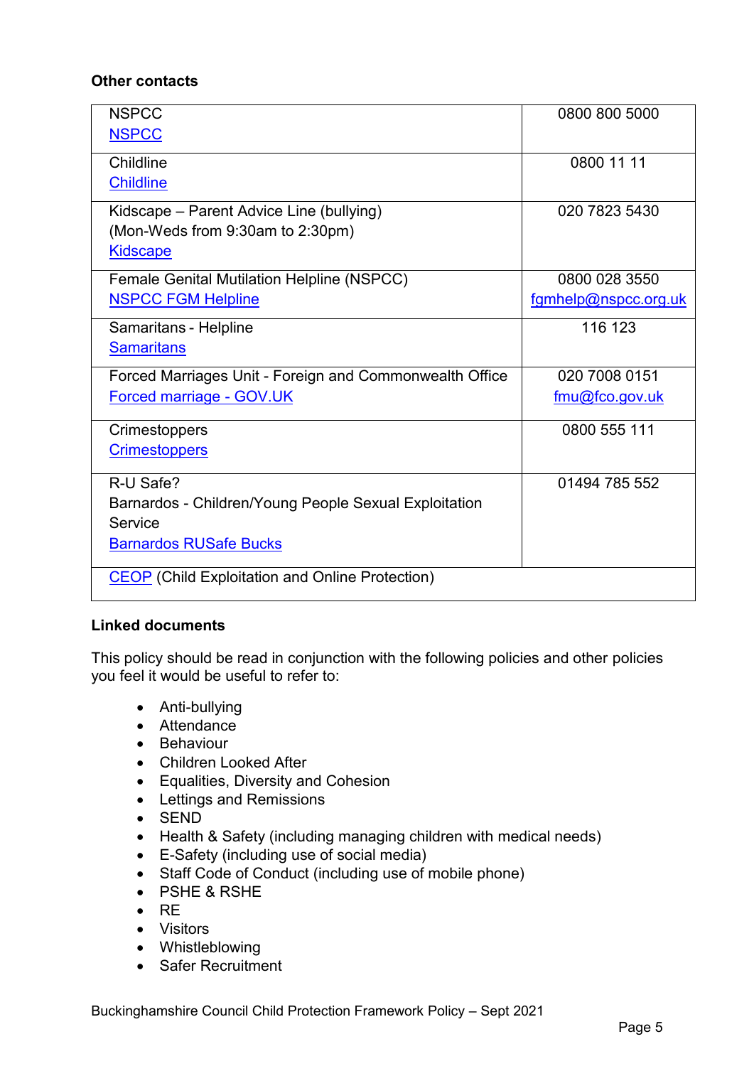**Other contacts**

| | |
|---|---|
| NSPCC<br>NSPCC | 0800 800 5000 |
| Childline<br>Childline | 0800 11 11 |
| Kidscape – Parent Advice Line (bullying)<br>(Mon-Weds from 9:30am to 2:30pm)<br>Kidscape | 020 7823 5430 |
| Female Genital Mutilation Helpline (NSPCC)<br>NSPCC FGM Helpline | 0800 028 3550<br>fgmhelp@nspcc.org.uk |
| Samaritans - Helpline<br>Samaritans | 116 123 |
| Forced Marriages Unit - Foreign and Commonwealth Office<br>Forced marriage - GOV.UK | 020 7008 0151<br>fmu@fco.gov.uk |
| Crimestoppers<br>Crimestoppers | 0800 555 111 |
| R-U Safe?<br>Barnardos - Children/Young People Sexual Exploitation Service<br>Barnardos RUSafe Bucks | 01494 785 552 |
| CEOP (Child Exploitation and Online Protection) | |

**Linked documents**

This policy should be read in conjunction with the following policies and other policies you feel it would be useful to refer to:

- Anti-bullying
- Attendance
- Behaviour
- Children Looked After
- Equalities, Diversity and Cohesion
- Lettings and Remissions
- SEND
- Health & Safety (including managing children with medical needs)
- E-Safety (including use of social media)
- Staff Code of Conduct (including use of mobile phone)
- PSHE & RSHE
- RE
- Visitors
- Whistleblowing
- Safer Recruitment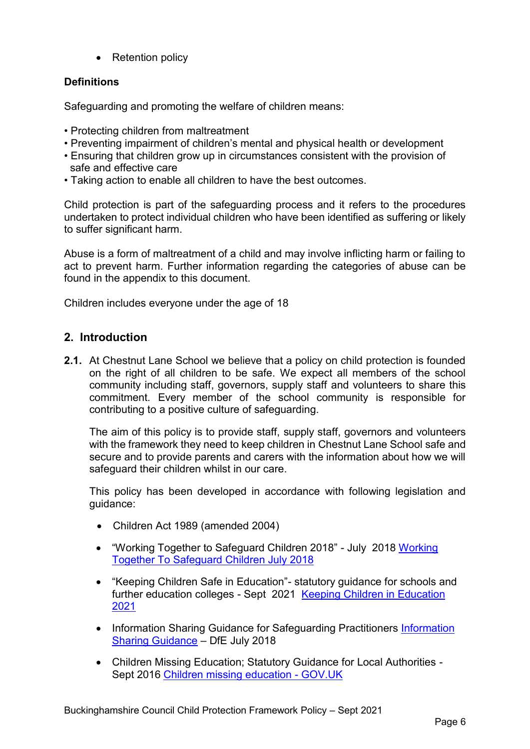- Retention policy

**Definitions**

Safeguarding and promoting the welfare of children means:

- Protecting children from maltreatment
- Preventing impairment of children's mental and physical health or development
- Ensuring that children grow up in circumstances consistent with the provision of safe and effective care
- Taking action to enable all children to have the best outcomes.

Child protection is part of the safeguarding process and it refers to the procedures undertaken to protect individual children who have been identified as suffering or likely to suffer significant harm.

Abuse is a form of maltreatment of a child and may involve inflicting harm or failing to act to prevent harm. Further information regarding the categories of abuse can be found in the appendix to this document.

Children includes everyone under the age of 18

## 2. Introduction

**2.1.** At Chestnut Lane School we believe that a policy on child protection is founded on the right of all children to be safe. We expect all members of the school community including staff, governors, supply staff and volunteers to share this commitment. Every member of the school community is responsible for contributing to a positive culture of safeguarding.

The aim of this policy is to provide staff, supply staff, governors and volunteers with the framework they need to keep children in Chestnut Lane School safe and secure and to provide parents and carers with the information about how we will safeguard their children whilst in our care.

This policy has been developed in accordance with following legislation and guidance:

- Children Act 1989 (amended 2004)
- "Working Together to Safeguard Children 2018" - July 2018 Working Together To Safeguard Children July 2018
- "Keeping Children Safe in Education"- statutory guidance for schools and further education colleges - Sept 2021 Keeping Children in Education 2021
- Information Sharing Guidance for Safeguarding Practitioners Information Sharing Guidance – DfE July 2018
- Children Missing Education; Statutory Guidance for Local Authorities - Sept 2016 Children missing education - GOV.UK

Buckinghamshire Council Child Protection Framework Policy – Sept 2021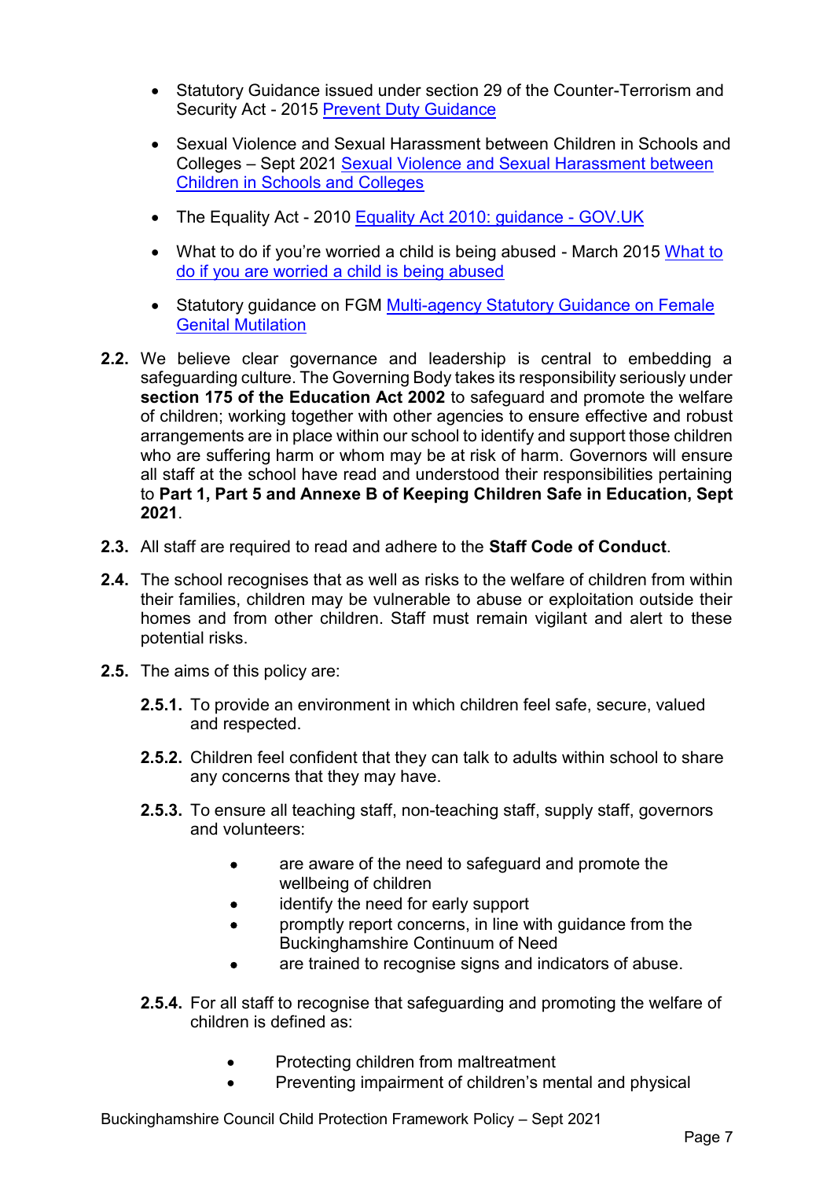- Statutory Guidance issued under section 29 of the Counter-Terrorism and Security Act - 2015 Prevent Duty Guidance
- Sexual Violence and Sexual Harassment between Children in Schools and Colleges – Sept 2021 Sexual Violence and Sexual Harassment between Children in Schools and Colleges
- The Equality Act - 2010 Equality Act 2010: guidance - GOV.UK
- What to do if you're worried a child is being abused - March 2015 What to do if you are worried a child is being abused
- Statutory guidance on FGM Multi-agency Statutory Guidance on Female Genital Mutilation

**2.2.** We believe clear governance and leadership is central to embedding a safeguarding culture. The Governing Body takes its responsibility seriously under **section 175 of the Education Act 2002** to safeguard and promote the welfare of children; working together with other agencies to ensure effective and robust arrangements are in place within our school to identify and support those children who are suffering harm or whom may be at risk of harm. Governors will ensure all staff at the school have read and understood their responsibilities pertaining to **Part 1, Part 5 and Annexe B of Keeping Children Safe in Education, Sept 2021**.

**2.3.** All staff are required to read and adhere to the **Staff Code of Conduct**.

**2.4.** The school recognises that as well as risks to the welfare of children from within their families, children may be vulnerable to abuse or exploitation outside their homes and from other children. Staff must remain vigilant and alert to these potential risks.

**2.5.** The aims of this policy are:

**2.5.1.** To provide an environment in which children feel safe, secure, valued and respected.

**2.5.2.** Children feel confident that they can talk to adults within school to share any concerns that they may have.

**2.5.3.** To ensure all teaching staff, non-teaching staff, supply staff, governors and volunteers:

- are aware of the need to safeguard and promote the wellbeing of children
- identify the need for early support
- promptly report concerns, in line with guidance from the Buckinghamshire Continuum of Need
- are trained to recognise signs and indicators of abuse.

**2.5.4.** For all staff to recognise that safeguarding and promoting the welfare of children is defined as:

- Protecting children from maltreatment
- Preventing impairment of children's mental and physical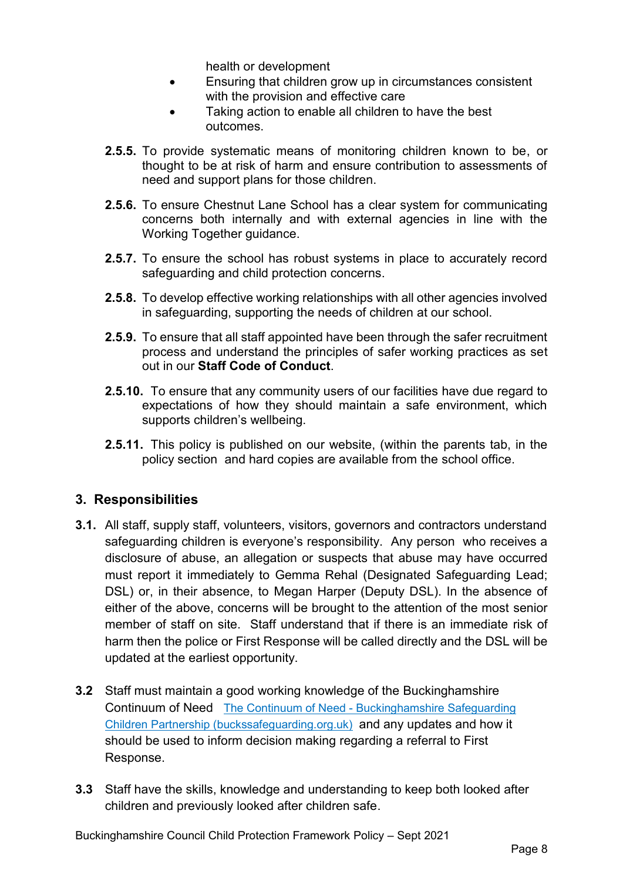health or development

- Ensuring that children grow up in circumstances consistent with the provision and effective care
- Taking action to enable all children to have the best outcomes.

**2.5.5.** To provide systematic means of monitoring children known to be, or thought to be at risk of harm and ensure contribution to assessments of need and support plans for those children.

**2.5.6.** To ensure Chestnut Lane School has a clear system for communicating concerns both internally and with external agencies in line with the Working Together guidance.

**2.5.7.** To ensure the school has robust systems in place to accurately record safeguarding and child protection concerns.

**2.5.8.** To develop effective working relationships with all other agencies involved in safeguarding, supporting the needs of children at our school.

**2.5.9.** To ensure that all staff appointed have been through the safer recruitment process and understand the principles of safer working practices as set out in our **Staff Code of Conduct**.

**2.5.10.** To ensure that any community users of our facilities have due regard to expectations of how they should maintain a safe environment, which supports children's wellbeing.

**2.5.11.** This policy is published on our website, (within the parents tab, in the policy section and hard copies are available from the school office.

## 3. Responsibilities

**3.1.** All staff, supply staff, volunteers, visitors, governors and contractors understand safeguarding children is everyone's responsibility. Any person who receives a disclosure of abuse, an allegation or suspects that abuse may have occurred must report it immediately to Gemma Rehal (Designated Safeguarding Lead; DSL) or, in their absence, to Megan Harper (Deputy DSL). In the absence of either of the above, concerns will be brought to the attention of the most senior member of staff on site. Staff understand that if there is an immediate risk of harm then the police or First Response will be called directly and the DSL will be updated at the earliest opportunity.

**3.2** Staff must maintain a good working knowledge of the Buckinghamshire Continuum of Need [The Continuum of Need - Buckinghamshire Safeguarding Children Partnership (buckssafeguarding.org.uk)] and any updates and how it should be used to inform decision making regarding a referral to First Response.

**3.3** Staff have the skills, knowledge and understanding to keep both looked after children and previously looked after children safe.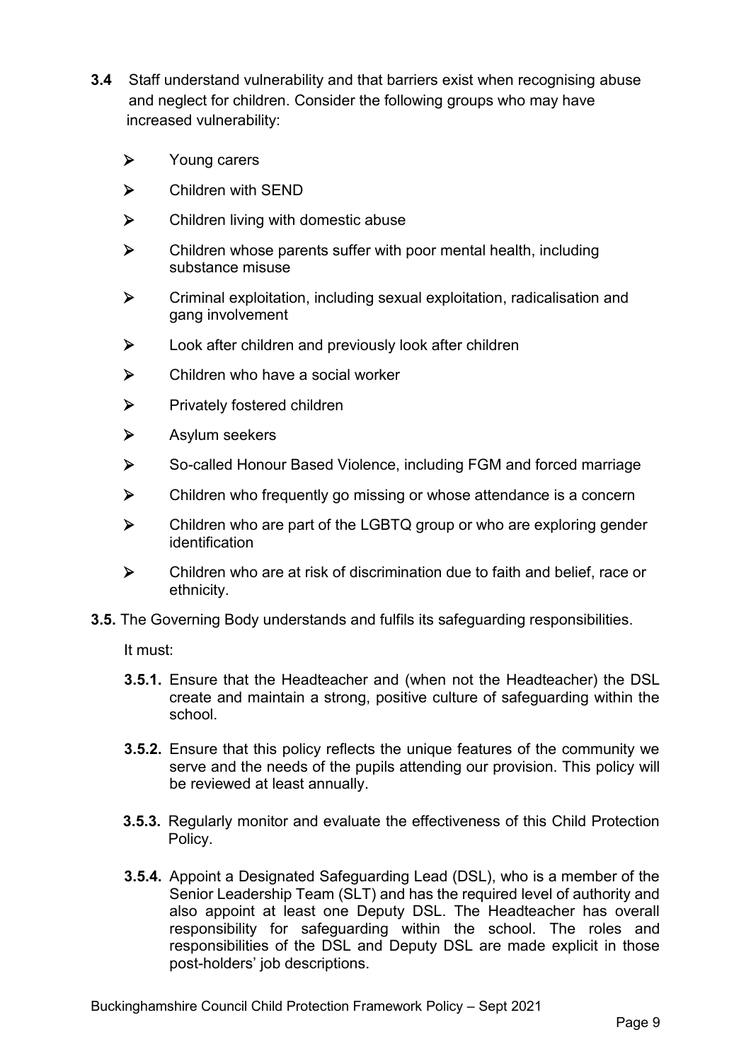**3.4** Staff understand vulnerability and that barriers exist when recognising abuse and neglect for children. Consider the following groups who may have increased vulnerability:

- Young carers
- Children with SEND
- Children living with domestic abuse
- Children whose parents suffer with poor mental health, including substance misuse
- Criminal exploitation, including sexual exploitation, radicalisation and gang involvement
- Look after children and previously look after children
- Children who have a social worker
- Privately fostered children
- Asylum seekers
- So-called Honour Based Violence, including FGM and forced marriage
- Children who frequently go missing or whose attendance is a concern
- Children who are part of the LGBTQ group or who are exploring gender identification
- Children who are at risk of discrimination due to faith and belief, race or ethnicity.

**3.5.** The Governing Body understands and fulfils its safeguarding responsibilities.

It must:

**3.5.1.** Ensure that the Headteacher and (when not the Headteacher) the DSL create and maintain a strong, positive culture of safeguarding within the school.

**3.5.2.** Ensure that this policy reflects the unique features of the community we serve and the needs of the pupils attending our provision. This policy will be reviewed at least annually.

**3.5.3.** Regularly monitor and evaluate the effectiveness of this Child Protection Policy.

**3.5.4.** Appoint a Designated Safeguarding Lead (DSL), who is a member of the Senior Leadership Team (SLT) and has the required level of authority and also appoint at least one Deputy DSL. The Headteacher has overall responsibility for safeguarding within the school. The roles and responsibilities of the DSL and Deputy DSL are made explicit in those post-holders' job descriptions.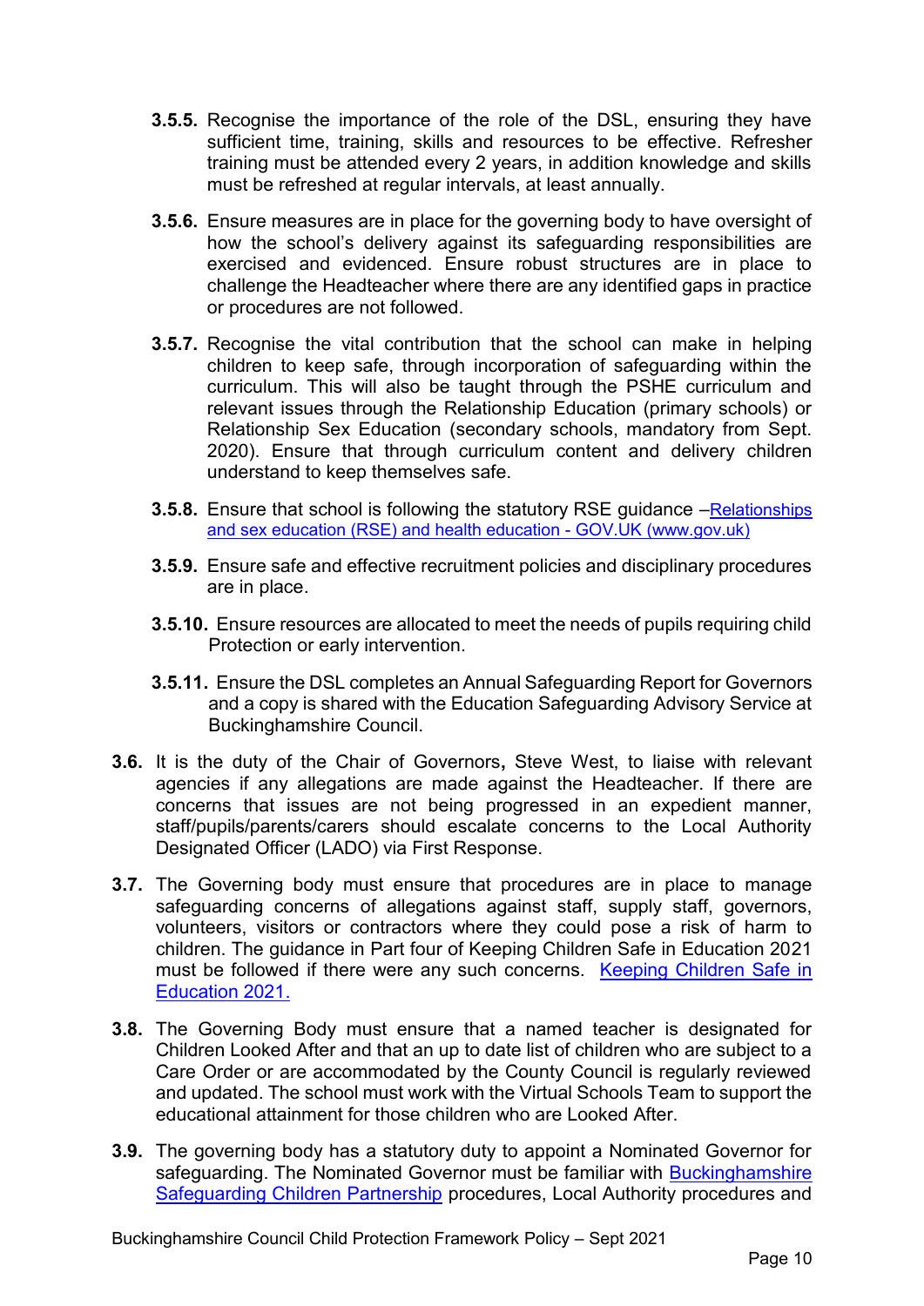**3.5.5.** Recognise the importance of the role of the DSL, ensuring they have sufficient time, training, skills and resources to be effective. Refresher training must be attended every 2 years, in addition knowledge and skills must be refreshed at regular intervals, at least annually.

**3.5.6.** Ensure measures are in place for the governing body to have oversight of how the school's delivery against its safeguarding responsibilities are exercised and evidenced. Ensure robust structures are in place to challenge the Headteacher where there are any identified gaps in practice or procedures are not followed.

**3.5.7.** Recognise the vital contribution that the school can make in helping children to keep safe, through incorporation of safeguarding within the curriculum. This will also be taught through the PSHE curriculum and relevant issues through the Relationship Education (primary schools) or Relationship Sex Education (secondary schools, mandatory from Sept. 2020). Ensure that through curriculum content and delivery children understand to keep themselves safe.

**3.5.8.** Ensure that school is following the statutory RSE guidance –[Relationships and sex education (RSE) and health education - GOV.UK (www.gov.uk)]

**3.5.9.** Ensure safe and effective recruitment policies and disciplinary procedures are in place.

**3.5.10.** Ensure resources are allocated to meet the needs of pupils requiring child Protection or early intervention.

**3.5.11.** Ensure the DSL completes an Annual Safeguarding Report for Governors and a copy is shared with the Education Safeguarding Advisory Service at Buckinghamshire Council.

**3.6.** It is the duty of the Chair of Governors**,** Steve West, to liaise with relevant agencies if any allegations are made against the Headteacher. If there are concerns that issues are not being progressed in an expedient manner, staff/pupils/parents/carers should escalate concerns to the Local Authority Designated Officer (LADO) via First Response.

**3.7.** The Governing body must ensure that procedures are in place to manage safeguarding concerns of allegations against staff, supply staff, governors, volunteers, visitors or contractors where they could pose a risk of harm to children. The guidance in Part four of Keeping Children Safe in Education 2021 must be followed if there were any such concerns. [Keeping Children Safe in Education 2021.]

**3.8.** The Governing Body must ensure that a named teacher is designated for Children Looked After and that an up to date list of children who are subject to a Care Order or are accommodated by the County Council is regularly reviewed and updated. The school must work with the Virtual Schools Team to support the educational attainment for those children who are Looked After.

**3.9.** The governing body has a statutory duty to appoint a Nominated Governor for safeguarding. The Nominated Governor must be familiar with [Buckinghamshire Safeguarding Children Partnership] procedures, Local Authority procedures and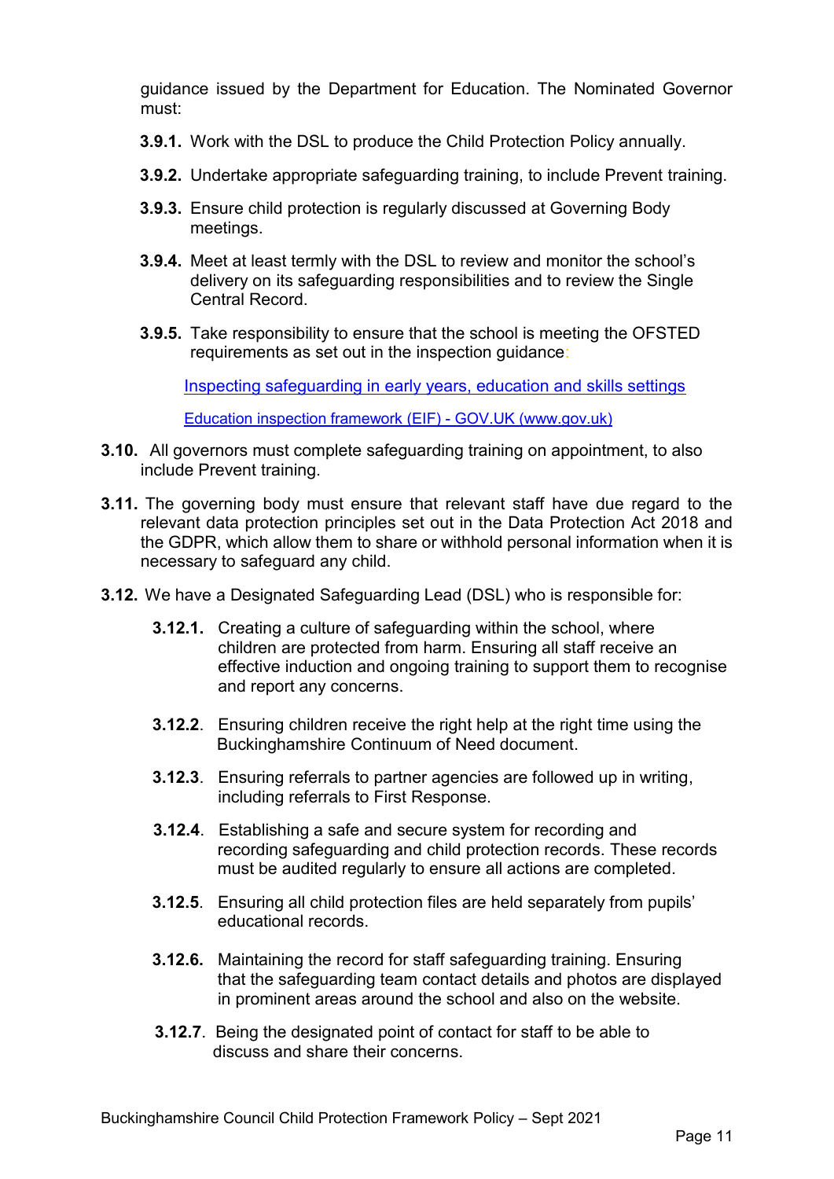guidance issued by the Department for Education. The Nominated Governor must:

**3.9.1.** Work with the DSL to produce the Child Protection Policy annually.

**3.9.2.** Undertake appropriate safeguarding training, to include Prevent training.

**3.9.3.** Ensure child protection is regularly discussed at Governing Body meetings.

**3.9.4.** Meet at least termly with the DSL to review and monitor the school's delivery on its safeguarding responsibilities and to review the Single Central Record.

**3.9.5.** Take responsibility to ensure that the school is meeting the OFSTED requirements as set out in the inspection guidance:

[Inspecting safeguarding in early years, education and skills settings]()

[Education inspection framework (EIF) - GOV.UK (www.gov.uk)]()

**3.10.** All governors must complete safeguarding training on appointment, to also include Prevent training.

**3.11.** The governing body must ensure that relevant staff have due regard to the relevant data protection principles set out in the Data Protection Act 2018 and the GDPR, which allow them to share or withhold personal information when it is necessary to safeguard any child.

**3.12.** We have a Designated Safeguarding Lead (DSL) who is responsible for:

**3.12.1.** Creating a culture of safeguarding within the school, where children are protected from harm. Ensuring all staff receive an effective induction and ongoing training to support them to recognise and report any concerns.

**3.12.2**. Ensuring children receive the right help at the right time using the Buckinghamshire Continuum of Need document.

**3.12.3**. Ensuring referrals to partner agencies are followed up in writing, including referrals to First Response.

**3.12.4**. Establishing a safe and secure system for recording and recording safeguarding and child protection records. These records must be audited regularly to ensure all actions are completed.

**3.12.5**. Ensuring all child protection files are held separately from pupils' educational records.

**3.12.6.** Maintaining the record for staff safeguarding training. Ensuring that the safeguarding team contact details and photos are displayed in prominent areas around the school and also on the website.

**3.12.7**. Being the designated point of contact for staff to be able to discuss and share their concerns.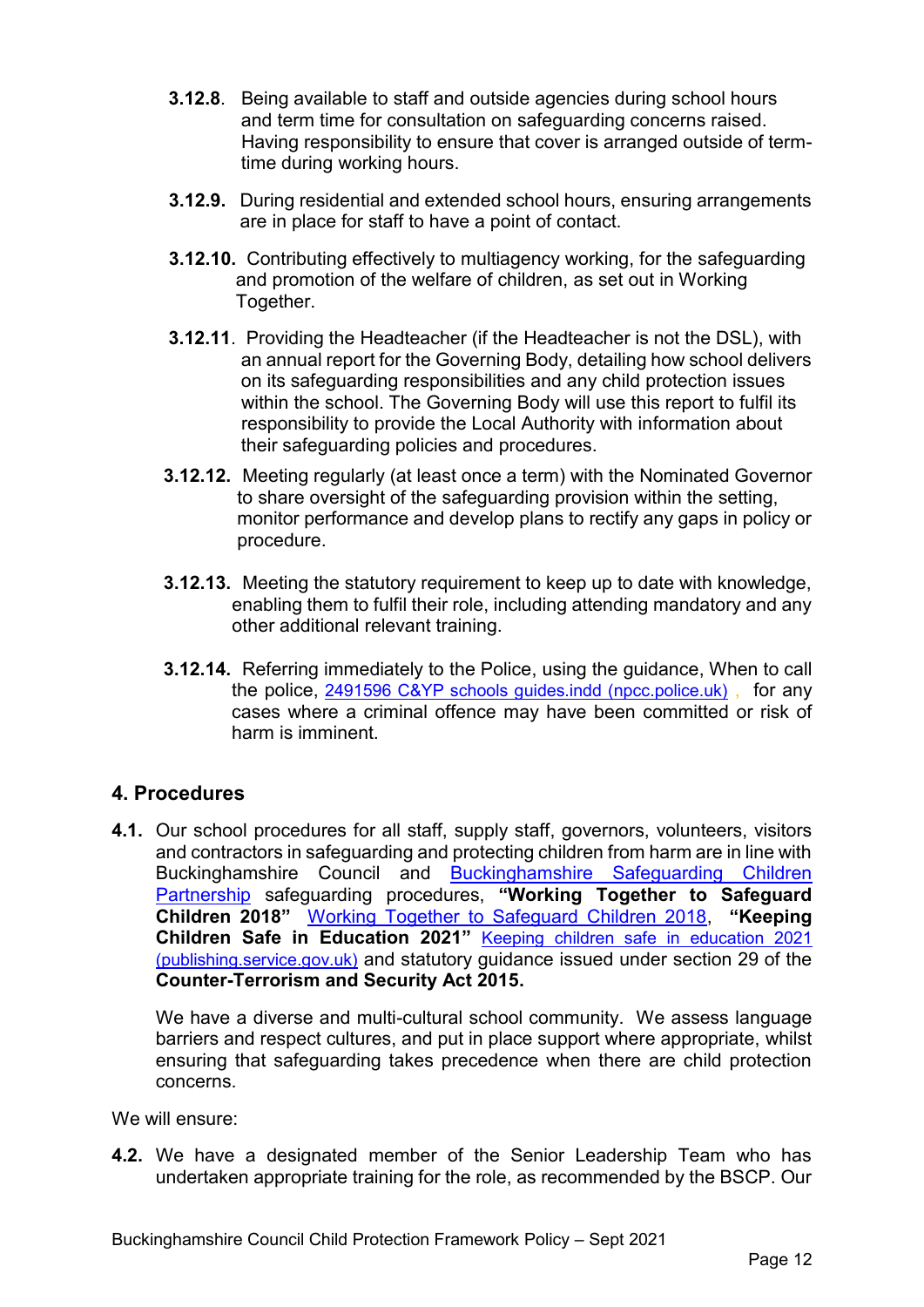**3.12.8**. Being available to staff and outside agencies during school hours and term time for consultation on safeguarding concerns raised. Having responsibility to ensure that cover is arranged outside of term-time during working hours.

**3.12.9.** During residential and extended school hours, ensuring arrangements are in place for staff to have a point of contact.

**3.12.10.** Contributing effectively to multiagency working, for the safeguarding and promotion of the welfare of children, as set out in Working Together.

**3.12.11**. Providing the Headteacher (if the Headteacher is not the DSL), with an annual report for the Governing Body, detailing how school delivers on its safeguarding responsibilities and any child protection issues within the school. The Governing Body will use this report to fulfil its responsibility to provide the Local Authority with information about their safeguarding policies and procedures.

**3.12.12.** Meeting regularly (at least once a term) with the Nominated Governor to share oversight of the safeguarding provision within the setting, monitor performance and develop plans to rectify any gaps in policy or procedure.

**3.12.13.** Meeting the statutory requirement to keep up to date with knowledge, enabling them to fulfil their role, including attending mandatory and any other additional relevant training.

**3.12.14.** Referring immediately to the Police, using the guidance, When to call the police, 2491596 C&YP schools guides.indd (npcc.police.uk) , for any cases where a criminal offence may have been committed or risk of harm is imminent.

## 4. Procedures

**4.1.** Our school procedures for all staff, supply staff, governors, volunteers, visitors and contractors in safeguarding and protecting children from harm are in line with Buckinghamshire Council and Buckinghamshire Safeguarding Children Partnership safeguarding procedures, **"Working Together to Safeguard Children 2018"** Working Together to Safeguard Children 2018, **"Keeping Children Safe in Education 2021"** Keeping children safe in education 2021 (publishing.service.gov.uk) and statutory guidance issued under section 29 of the **Counter-Terrorism and Security Act 2015.**

We have a diverse and multi-cultural school community. We assess language barriers and respect cultures, and put in place support where appropriate, whilst ensuring that safeguarding takes precedence when there are child protection concerns.

We will ensure:

**4.2.** We have a designated member of the Senior Leadership Team who has undertaken appropriate training for the role, as recommended by the BSCP. Our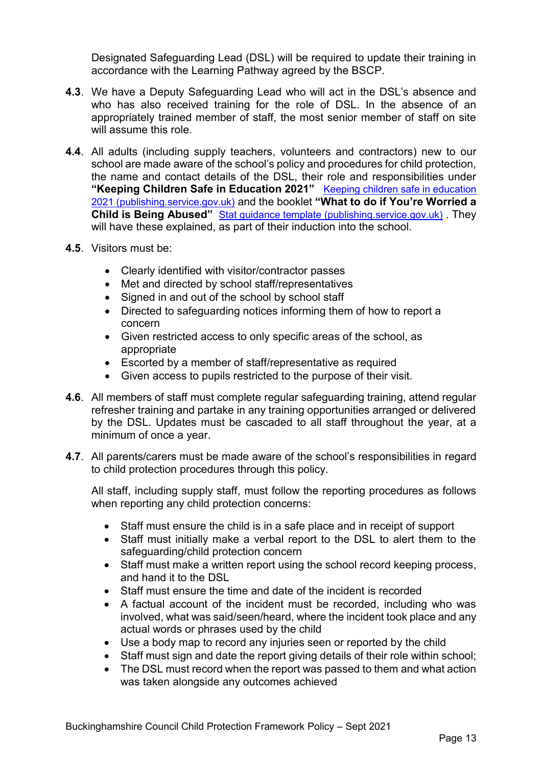Designated Safeguarding Lead (DSL) will be required to update their training in accordance with the Learning Pathway agreed by the BSCP.

**4.3**. We have a Deputy Safeguarding Lead who will act in the DSL's absence and who has also received training for the role of DSL. In the absence of an appropriately trained member of staff, the most senior member of staff on site will assume this role.

**4.4**. All adults (including supply teachers, volunteers and contractors) new to our school are made aware of the school's policy and procedures for child protection, the name and contact details of the DSL, their role and responsibilities under **"Keeping Children Safe in Education 2021"** [Keeping children safe in education 2021 (publishing.service.gov.uk)]() and the booklet **"What to do if You're Worried a Child is Being Abused"** [Stat guidance template (publishing.service.gov.uk)]() . They will have these explained, as part of their induction into the school.

**4.5**. Visitors must be:

- Clearly identified with visitor/contractor passes
- Met and directed by school staff/representatives
- Signed in and out of the school by school staff
- Directed to safeguarding notices informing them of how to report a concern
- Given restricted access to only specific areas of the school, as appropriate
- Escorted by a member of staff/representative as required
- Given access to pupils restricted to the purpose of their visit.

**4.6**. All members of staff must complete regular safeguarding training, attend regular refresher training and partake in any training opportunities arranged or delivered by the DSL. Updates must be cascaded to all staff throughout the year, at a minimum of once a year.

**4.7**. All parents/carers must be made aware of the school's responsibilities in regard to child protection procedures through this policy.

All staff, including supply staff, must follow the reporting procedures as follows when reporting any child protection concerns:

- Staff must ensure the child is in a safe place and in receipt of support
- Staff must initially make a verbal report to the DSL to alert them to the safeguarding/child protection concern
- Staff must make a written report using the school record keeping process, and hand it to the DSL
- Staff must ensure the time and date of the incident is recorded
- A factual account of the incident must be recorded, including who was involved, what was said/seen/heard, where the incident took place and any actual words or phrases used by the child
- Use a body map to record any injuries seen or reported by the child
- Staff must sign and date the report giving details of their role within school;
- The DSL must record when the report was passed to them and what action was taken alongside any outcomes achieved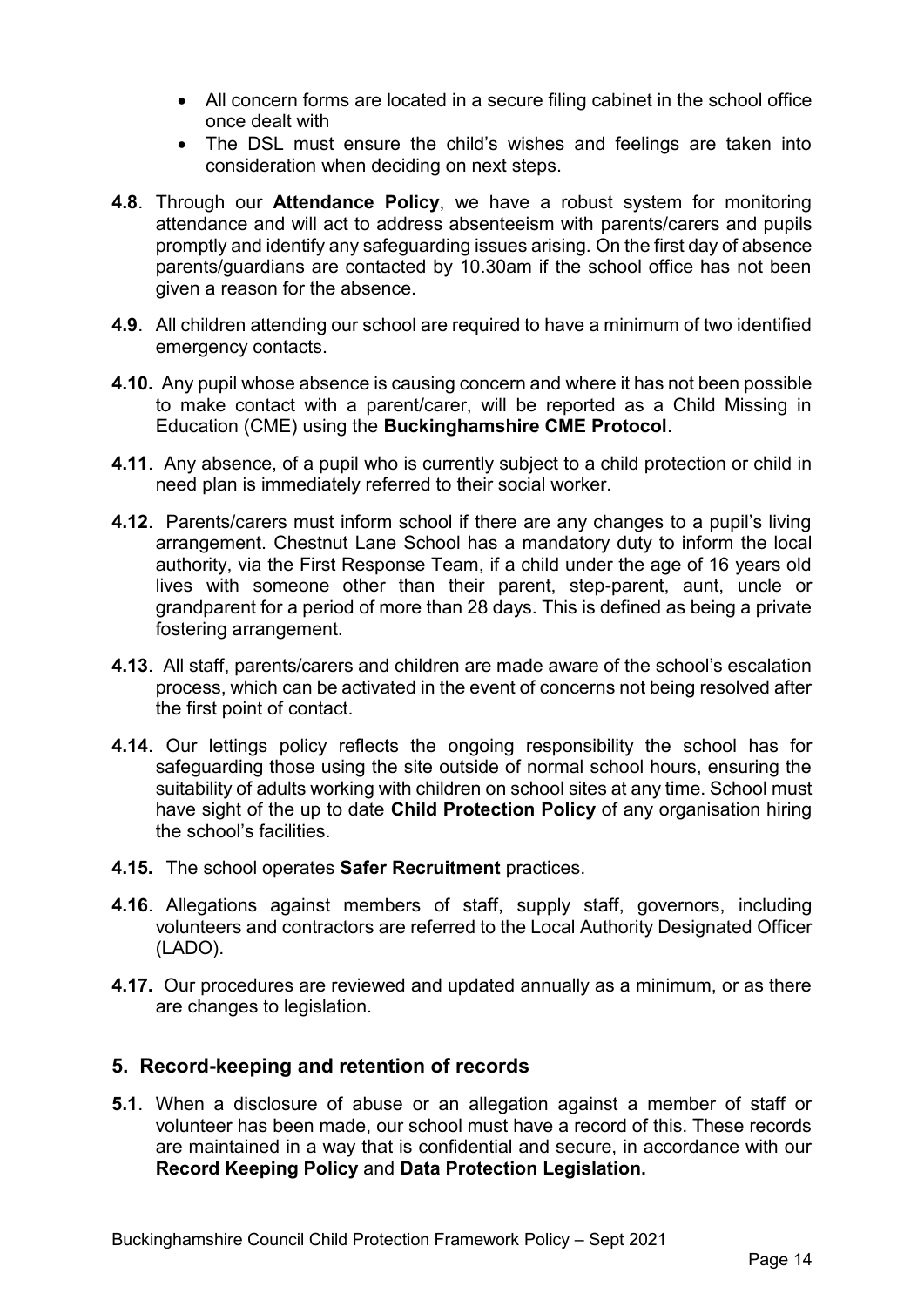- All concern forms are located in a secure filing cabinet in the school office once dealt with
- The DSL must ensure the child's wishes and feelings are taken into consideration when deciding on next steps.

**4.8**. Through our **Attendance Policy**, we have a robust system for monitoring attendance and will act to address absenteeism with parents/carers and pupils promptly and identify any safeguarding issues arising. On the first day of absence parents/guardians are contacted by 10.30am if the school office has not been given a reason for the absence.

**4.9**. All children attending our school are required to have a minimum of two identified emergency contacts.

**4.10.** Any pupil whose absence is causing concern and where it has not been possible to make contact with a parent/carer, will be reported as a Child Missing in Education (CME) using the **Buckinghamshire CME Protocol**.

**4.11**. Any absence, of a pupil who is currently subject to a child protection or child in need plan is immediately referred to their social worker.

**4.12**. Parents/carers must inform school if there are any changes to a pupil's living arrangement. Chestnut Lane School has a mandatory duty to inform the local authority, via the First Response Team, if a child under the age of 16 years old lives with someone other than their parent, step-parent, aunt, uncle or grandparent for a period of more than 28 days. This is defined as being a private fostering arrangement.

**4.13**. All staff, parents/carers and children are made aware of the school's escalation process, which can be activated in the event of concerns not being resolved after the first point of contact.

**4.14**. Our lettings policy reflects the ongoing responsibility the school has for safeguarding those using the site outside of normal school hours, ensuring the suitability of adults working with children on school sites at any time. School must have sight of the up to date **Child Protection Policy** of any organisation hiring the school's facilities.

**4.15.** The school operates **Safer Recruitment** practices.

**4.16**. Allegations against members of staff, supply staff, governors, including volunteers and contractors are referred to the Local Authority Designated Officer (LADO).

**4.17.** Our procedures are reviewed and updated annually as a minimum, or as there are changes to legislation.

## 5. Record-keeping and retention of records

**5.1**. When a disclosure of abuse or an allegation against a member of staff or volunteer has been made, our school must have a record of this. These records are maintained in a way that is confidential and secure, in accordance with our **Record Keeping Policy** and **Data Protection Legislation.**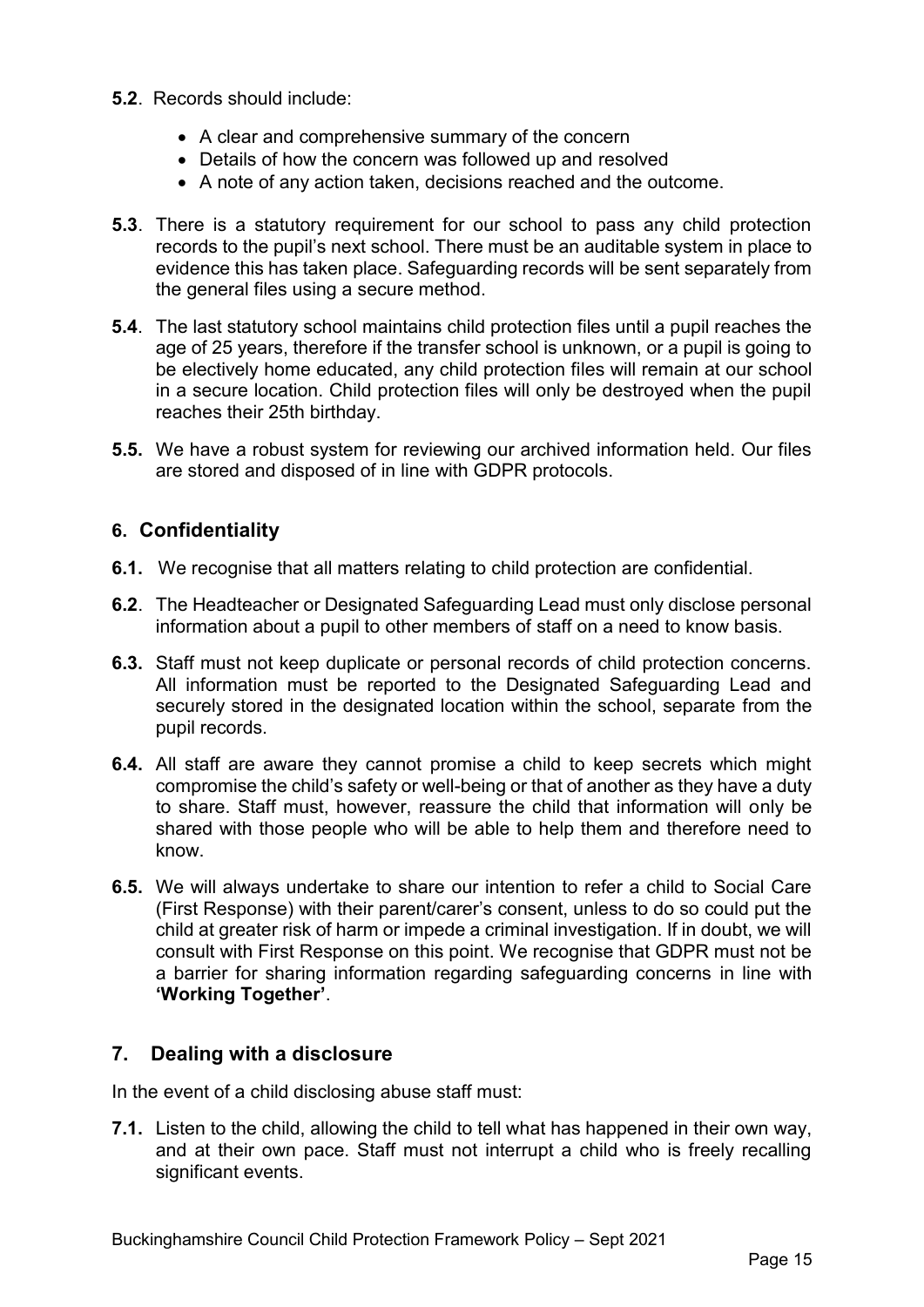**5.2**. Records should include:

- A clear and comprehensive summary of the concern
- Details of how the concern was followed up and resolved
- A note of any action taken, decisions reached and the outcome.

**5.3**. There is a statutory requirement for our school to pass any child protection records to the pupil's next school. There must be an auditable system in place to evidence this has taken place. Safeguarding records will be sent separately from the general files using a secure method.

**5.4**. The last statutory school maintains child protection files until a pupil reaches the age of 25 years, therefore if the transfer school is unknown, or a pupil is going to be electively home educated, any child protection files will remain at our school in a secure location. Child protection files will only be destroyed when the pupil reaches their 25th birthday.

**5.5.** We have a robust system for reviewing our archived information held. Our files are stored and disposed of in line with GDPR protocols.

## 6. Confidentiality

**6.1.** We recognise that all matters relating to child protection are confidential.

**6.2**. The Headteacher or Designated Safeguarding Lead must only disclose personal information about a pupil to other members of staff on a need to know basis.

**6.3.** Staff must not keep duplicate or personal records of child protection concerns. All information must be reported to the Designated Safeguarding Lead and securely stored in the designated location within the school, separate from the pupil records.

**6.4.** All staff are aware they cannot promise a child to keep secrets which might compromise the child's safety or well-being or that of another as they have a duty to share. Staff must, however, reassure the child that information will only be shared with those people who will be able to help them and therefore need to know.

**6.5.** We will always undertake to share our intention to refer a child to Social Care (First Response) with their parent/carer's consent, unless to do so could put the child at greater risk of harm or impede a criminal investigation. If in doubt, we will consult with First Response on this point. We recognise that GDPR must not be a barrier for sharing information regarding safeguarding concerns in line with **'Working Together'**.

## 7. Dealing with a disclosure

In the event of a child disclosing abuse staff must:

**7.1.** Listen to the child, allowing the child to tell what has happened in their own way, and at their own pace. Staff must not interrupt a child who is freely recalling significant events.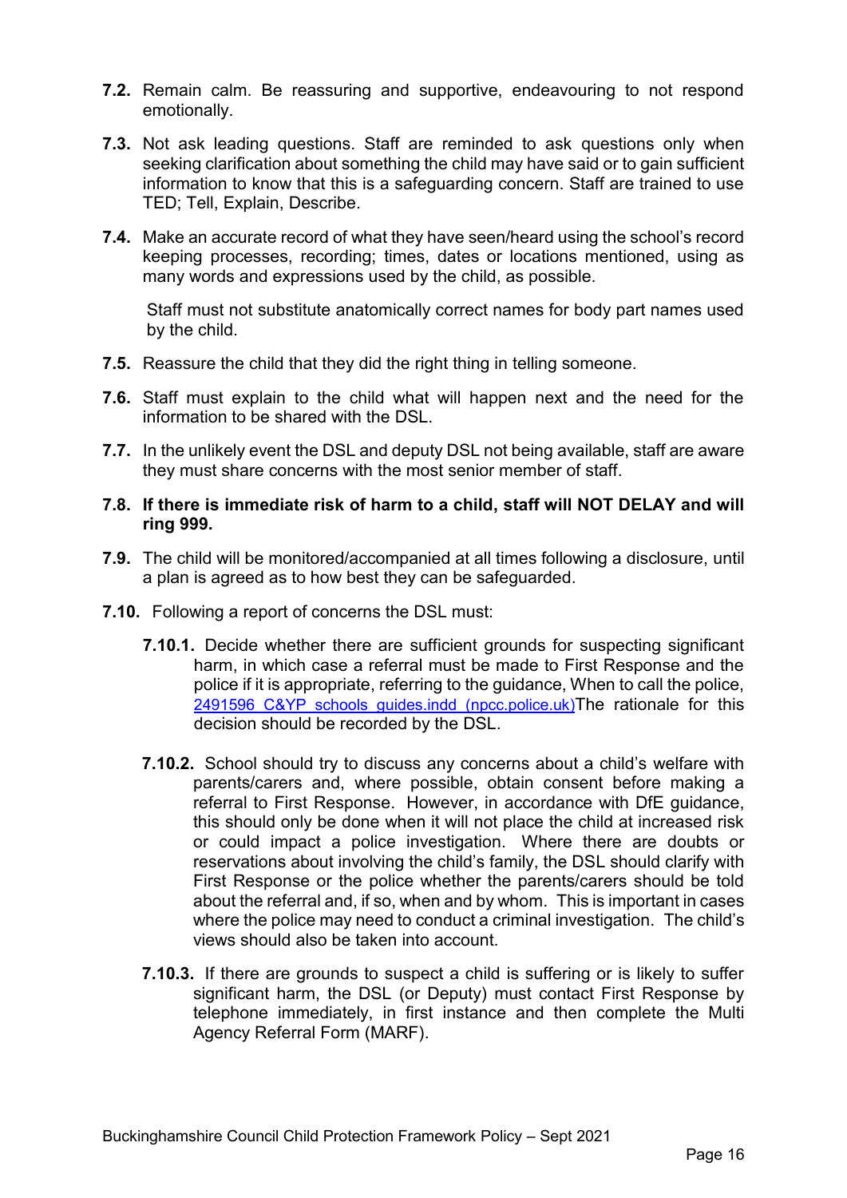**7.2.** Remain calm. Be reassuring and supportive, endeavouring to not respond emotionally.

**7.3.** Not ask leading questions. Staff are reminded to ask questions only when seeking clarification about something the child may have said or to gain sufficient information to know that this is a safeguarding concern. Staff are trained to use TED; Tell, Explain, Describe.

**7.4.** Make an accurate record of what they have seen/heard using the school's record keeping processes, recording; times, dates or locations mentioned, using as many words and expressions used by the child, as possible.

Staff must not substitute anatomically correct names for body part names used by the child.

**7.5.** Reassure the child that they did the right thing in telling someone.

**7.6.** Staff must explain to the child what will happen next and the need for the information to be shared with the DSL.

**7.7.** In the unlikely event the DSL and deputy DSL not being available, staff are aware they must share concerns with the most senior member of staff.

**7.8. If there is immediate risk of harm to a child, staff will NOT DELAY and will ring 999.**

**7.9.** The child will be monitored/accompanied at all times following a disclosure, until a plan is agreed as to how best they can be safeguarded.

**7.10.** Following a report of concerns the DSL must:

**7.10.1.** Decide whether there are sufficient grounds for suspecting significant harm, in which case a referral must be made to First Response and the police if it is appropriate, referring to the guidance, When to call the police, [2491596 C&YP schools guides.indd (npcc.police.uk)]The rationale for this decision should be recorded by the DSL.

**7.10.2.** School should try to discuss any concerns about a child's welfare with parents/carers and, where possible, obtain consent before making a referral to First Response. However, in accordance with DfE guidance, this should only be done when it will not place the child at increased risk or could impact a police investigation. Where there are doubts or reservations about involving the child's family, the DSL should clarify with First Response or the police whether the parents/carers should be told about the referral and, if so, when and by whom. This is important in cases where the police may need to conduct a criminal investigation. The child's views should also be taken into account.

**7.10.3.** If there are grounds to suspect a child is suffering or is likely to suffer significant harm, the DSL (or Deputy) must contact First Response by telephone immediately, in first instance and then complete the Multi Agency Referral Form (MARF).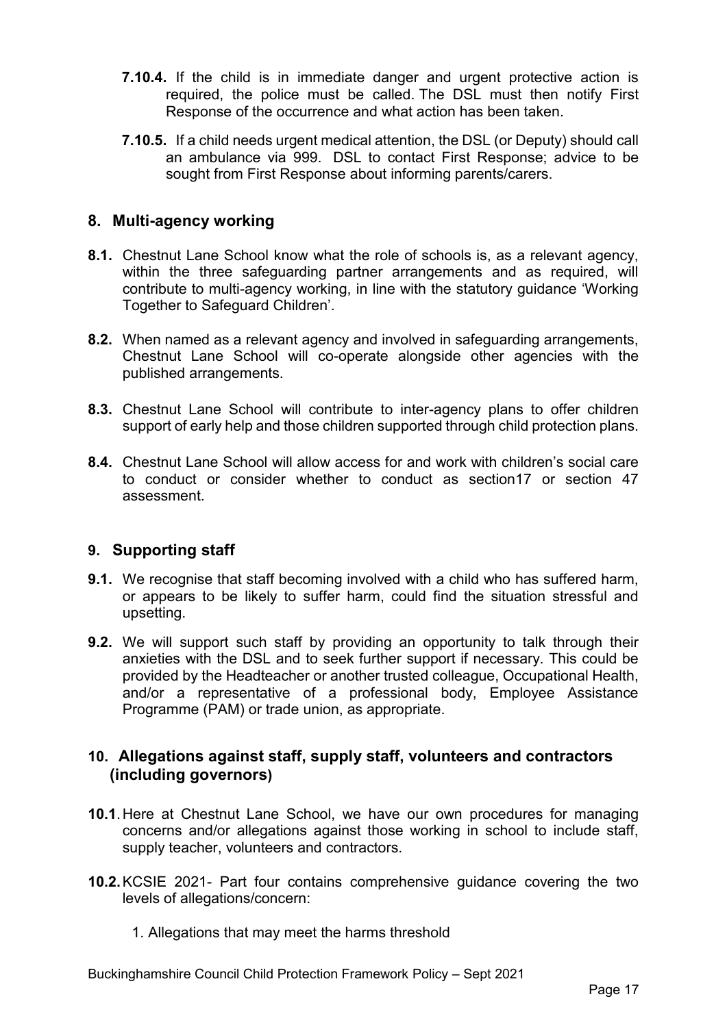**7.10.4.** If the child is in immediate danger and urgent protective action is required, the police must be called. The DSL must then notify First Response of the occurrence and what action has been taken.

**7.10.5.** If a child needs urgent medical attention, the DSL (or Deputy) should call an ambulance via 999. DSL to contact First Response; advice to be sought from First Response about informing parents/carers.

## 8. Multi-agency working

**8.1.** Chestnut Lane School know what the role of schools is, as a relevant agency, within the three safeguarding partner arrangements and as required, will contribute to multi-agency working, in line with the statutory guidance 'Working Together to Safeguard Children'.

**8.2.** When named as a relevant agency and involved in safeguarding arrangements, Chestnut Lane School will co-operate alongside other agencies with the published arrangements.

**8.3.** Chestnut Lane School will contribute to inter-agency plans to offer children support of early help and those children supported through child protection plans.

**8.4.** Chestnut Lane School will allow access for and work with children's social care to conduct or consider whether to conduct as section17 or section 47 assessment.

## 9. Supporting staff

**9.1.** We recognise that staff becoming involved with a child who has suffered harm, or appears to be likely to suffer harm, could find the situation stressful and upsetting.

**9.2.** We will support such staff by providing an opportunity to talk through their anxieties with the DSL and to seek further support if necessary. This could be provided by the Headteacher or another trusted colleague, Occupational Health, and/or a representative of a professional body, Employee Assistance Programme (PAM) or trade union, as appropriate.

## 10. Allegations against staff, supply staff, volunteers and contractors (including governors)

**10.1.** Here at Chestnut Lane School, we have our own procedures for managing concerns and/or allegations against those working in school to include staff, supply teacher, volunteers and contractors.

**10.2.** KCSIE 2021- Part four contains comprehensive guidance covering the two levels of allegations/concern:

1. Allegations that may meet the harms threshold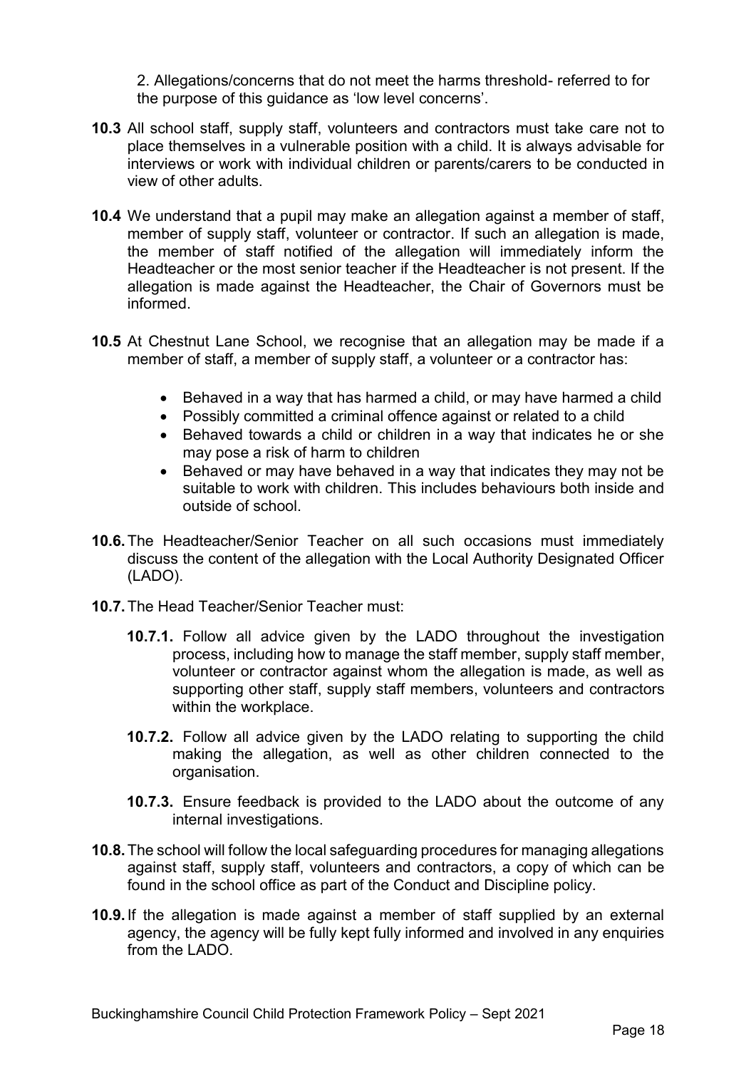2. Allegations/concerns that do not meet the harms threshold- referred to for the purpose of this guidance as 'low level concerns'.

**10.3** All school staff, supply staff, volunteers and contractors must take care not to place themselves in a vulnerable position with a child. It is always advisable for interviews or work with individual children or parents/carers to be conducted in view of other adults.

**10.4** We understand that a pupil may make an allegation against a member of staff, member of supply staff, volunteer or contractor. If such an allegation is made, the member of staff notified of the allegation will immediately inform the Headteacher or the most senior teacher if the Headteacher is not present. If the allegation is made against the Headteacher, the Chair of Governors must be informed.

**10.5** At Chestnut Lane School, we recognise that an allegation may be made if a member of staff, a member of supply staff, a volunteer or a contractor has:

- Behaved in a way that has harmed a child, or may have harmed a child
- Possibly committed a criminal offence against or related to a child
- Behaved towards a child or children in a way that indicates he or she may pose a risk of harm to children
- Behaved or may have behaved in a way that indicates they may not be suitable to work with children. This includes behaviours both inside and outside of school.

**10.6.** The Headteacher/Senior Teacher on all such occasions must immediately discuss the content of the allegation with the Local Authority Designated Officer (LADO).

**10.7.** The Head Teacher/Senior Teacher must:

**10.7.1.** Follow all advice given by the LADO throughout the investigation process, including how to manage the staff member, supply staff member, volunteer or contractor against whom the allegation is made, as well as supporting other staff, supply staff members, volunteers and contractors within the workplace.

**10.7.2.** Follow all advice given by the LADO relating to supporting the child making the allegation, as well as other children connected to the organisation.

**10.7.3.** Ensure feedback is provided to the LADO about the outcome of any internal investigations.

**10.8.** The school will follow the local safeguarding procedures for managing allegations against staff, supply staff, volunteers and contractors, a copy of which can be found in the school office as part of the Conduct and Discipline policy.

**10.9.** If the allegation is made against a member of staff supplied by an external agency, the agency will be fully kept fully informed and involved in any enquiries from the LADO.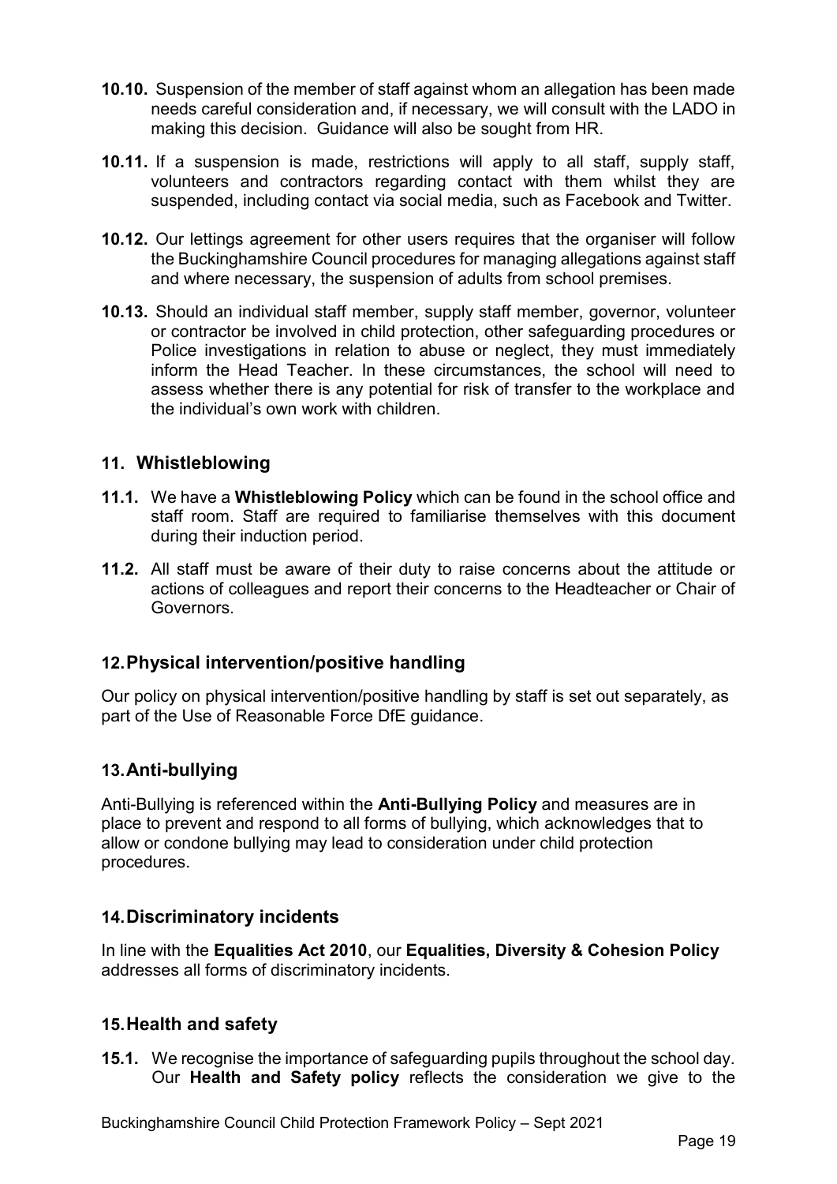**10.10.** Suspension of the member of staff against whom an allegation has been made needs careful consideration and, if necessary, we will consult with the LADO in making this decision. Guidance will also be sought from HR.

**10.11.** If a suspension is made, restrictions will apply to all staff, supply staff, volunteers and contractors regarding contact with them whilst they are suspended, including contact via social media, such as Facebook and Twitter.

**10.12.** Our lettings agreement for other users requires that the organiser will follow the Buckinghamshire Council procedures for managing allegations against staff and where necessary, the suspension of adults from school premises.

**10.13.** Should an individual staff member, supply staff member, governor, volunteer or contractor be involved in child protection, other safeguarding procedures or Police investigations in relation to abuse or neglect, they must immediately inform the Head Teacher. In these circumstances, the school will need to assess whether there is any potential for risk of transfer to the workplace and the individual's own work with children.

## 11. Whistleblowing

**11.1.** We have a **Whistleblowing Policy** which can be found in the school office and staff room. Staff are required to familiarise themselves with this document during their induction period.

**11.2.** All staff must be aware of their duty to raise concerns about the attitude or actions of colleagues and report their concerns to the Headteacher or Chair of Governors.

## 12. Physical intervention/positive handling

Our policy on physical intervention/positive handling by staff is set out separately, as part of the Use of Reasonable Force DfE guidance.

## 13. Anti-bullying

Anti-Bullying is referenced within the **Anti-Bullying Policy** and measures are in place to prevent and respond to all forms of bullying, which acknowledges that to allow or condone bullying may lead to consideration under child protection procedures.

## 14. Discriminatory incidents

In line with the **Equalities Act 2010**, our **Equalities, Diversity & Cohesion Policy** addresses all forms of discriminatory incidents.

## 15. Health and safety

**15.1.** We recognise the importance of safeguarding pupils throughout the school day. Our **Health and Safety policy** reflects the consideration we give to the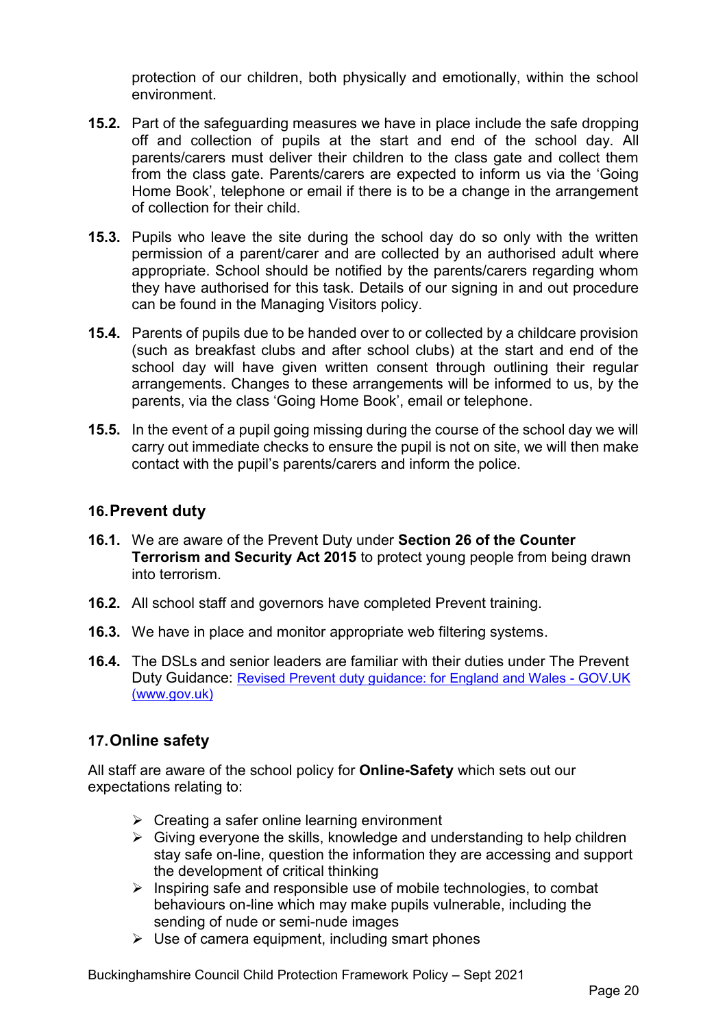protection of our children, both physically and emotionally, within the school environment.

**15.2.** Part of the safeguarding measures we have in place include the safe dropping off and collection of pupils at the start and end of the school day. All parents/carers must deliver their children to the class gate and collect them from the class gate. Parents/carers are expected to inform us via the 'Going Home Book', telephone or email if there is to be a change in the arrangement of collection for their child.

**15.3.** Pupils who leave the site during the school day do so only with the written permission of a parent/carer and are collected by an authorised adult where appropriate. School should be notified by the parents/carers regarding whom they have authorised for this task. Details of our signing in and out procedure can be found in the Managing Visitors policy.

**15.4.** Parents of pupils due to be handed over to or collected by a childcare provision (such as breakfast clubs and after school clubs) at the start and end of the school day will have given written consent through outlining their regular arrangements. Changes to these arrangements will be informed to us, by the parents, via the class 'Going Home Book', email or telephone.

**15.5.** In the event of a pupil going missing during the course of the school day we will carry out immediate checks to ensure the pupil is not on site, we will then make contact with the pupil's parents/carers and inform the police.

## 16. Prevent duty

**16.1.** We are aware of the Prevent Duty under **Section 26 of the Counter Terrorism and Security Act 2015** to protect young people from being drawn into terrorism.

**16.2.** All school staff and governors have completed Prevent training.

**16.3.** We have in place and monitor appropriate web filtering systems.

**16.4.** The DSLs and senior leaders are familiar with their duties under The Prevent Duty Guidance: [Revised Prevent duty guidance: for England and Wales - GOV.UK (www.gov.uk)](https://www.gov.uk)

## 17. Online safety

All staff are aware of the school policy for **Online-Safety** which sets out our expectations relating to:

- Creating a safer online learning environment
- Giving everyone the skills, knowledge and understanding to help children stay safe on-line, question the information they are accessing and support the development of critical thinking
- Inspiring safe and responsible use of mobile technologies, to combat behaviours on-line which may make pupils vulnerable, including the sending of nude or semi-nude images
- Use of camera equipment, including smart phones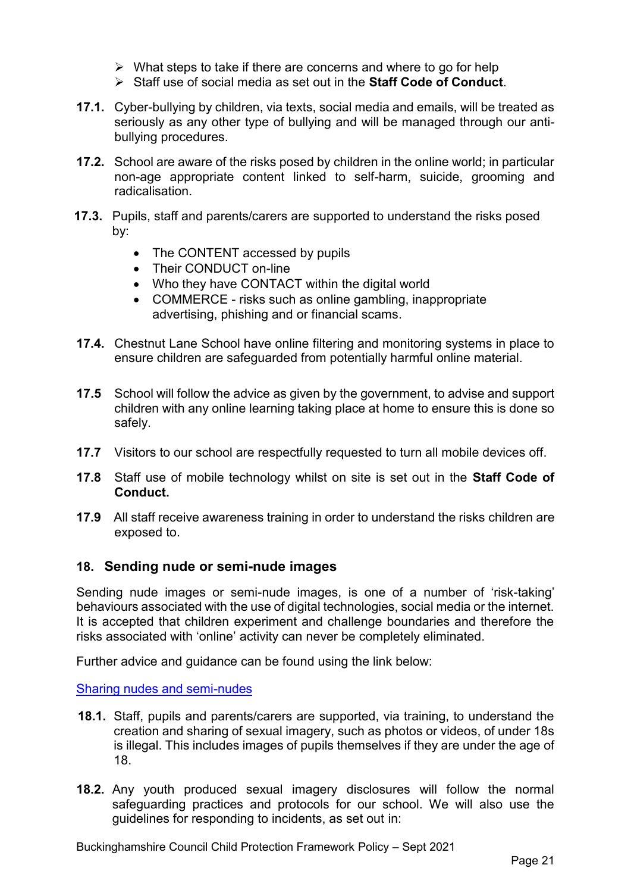- What steps to take if there are concerns and where to go for help
- Staff use of social media as set out in the **Staff Code of Conduct**.

**17.1.** Cyber-bullying by children, via texts, social media and emails, will be treated as seriously as any other type of bullying and will be managed through our anti-bullying procedures.

**17.2.** School are aware of the risks posed by children in the online world; in particular non-age appropriate content linked to self-harm, suicide, grooming and radicalisation.

**17.3.** Pupils, staff and parents/carers are supported to understand the risks posed by:

- The CONTENT accessed by pupils
- Their CONDUCT on-line
- Who they have CONTACT within the digital world
- COMMERCE - risks such as online gambling, inappropriate advertising, phishing and or financial scams.

**17.4.** Chestnut Lane School have online filtering and monitoring systems in place to ensure children are safeguarded from potentially harmful online material.

**17.5** School will follow the advice as given by the government, to advise and support children with any online learning taking place at home to ensure this is done so safely.

**17.7** Visitors to our school are respectfully requested to turn all mobile devices off.

**17.8** Staff use of mobile technology whilst on site is set out in the **Staff Code of Conduct.**

**17.9** All staff receive awareness training in order to understand the risks children are exposed to.

## 18. Sending nude or semi-nude images

Sending nude images or semi-nude images, is one of a number of 'risk-taking' behaviours associated with the use of digital technologies, social media or the internet. It is accepted that children experiment and challenge boundaries and therefore the risks associated with 'online' activity can never be completely eliminated.

Further advice and guidance can be found using the link below:

Sharing nudes and semi-nudes

**18.1.** Staff, pupils and parents/carers are supported, via training, to understand the creation and sharing of sexual imagery, such as photos or videos, of under 18s is illegal. This includes images of pupils themselves if they are under the age of 18.

**18.2.** Any youth produced sexual imagery disclosures will follow the normal safeguarding practices and protocols for our school. We will also use the guidelines for responding to incidents, as set out in: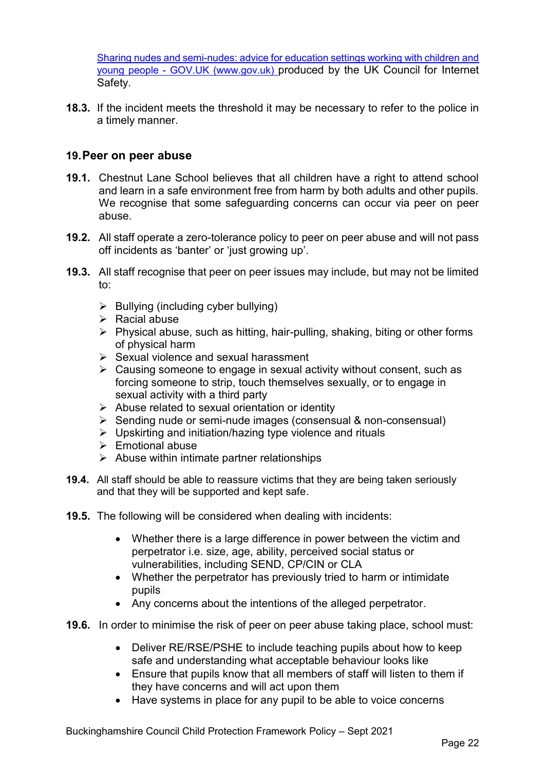[Sharing nudes and semi-nudes: advice for education settings working with children and young people - GOV.UK (www.gov.uk)](https://www.gov.uk) produced by the UK Council for Internet Safety.

**18.3.** If the incident meets the threshold it may be necessary to refer to the police in a timely manner.

## 19. Peer on peer abuse

**19.1.** Chestnut Lane School believes that all children have a right to attend school and learn in a safe environment free from harm by both adults and other pupils. We recognise that some safeguarding concerns can occur via peer on peer abuse.

**19.2.** All staff operate a zero-tolerance policy to peer on peer abuse and will not pass off incidents as 'banter' or 'just growing up'.

**19.3.** All staff recognise that peer on peer issues may include, but may not be limited to:

- Bullying (including cyber bullying)
- Racial abuse
- Physical abuse, such as hitting, hair-pulling, shaking, biting or other forms of physical harm
- Sexual violence and sexual harassment
- Causing someone to engage in sexual activity without consent, such as forcing someone to strip, touch themselves sexually, or to engage in sexual activity with a third party
- Abuse related to sexual orientation or identity
- Sending nude or semi-nude images (consensual & non-consensual)
- Upskirting and initiation/hazing type violence and rituals
- Emotional abuse
- Abuse within intimate partner relationships

**19.4.** All staff should be able to reassure victims that they are being taken seriously and that they will be supported and kept safe.

**19.5.** The following will be considered when dealing with incidents:

- Whether there is a large difference in power between the victim and perpetrator i.e. size, age, ability, perceived social status or vulnerabilities, including SEND, CP/CIN or CLA
- Whether the perpetrator has previously tried to harm or intimidate pupils
- Any concerns about the intentions of the alleged perpetrator.

**19.6.** In order to minimise the risk of peer on peer abuse taking place, school must:

- Deliver RE/RSE/PSHE to include teaching pupils about how to keep safe and understanding what acceptable behaviour looks like
- Ensure that pupils know that all members of staff will listen to them if they have concerns and will act upon them
- Have systems in place for any pupil to be able to voice concerns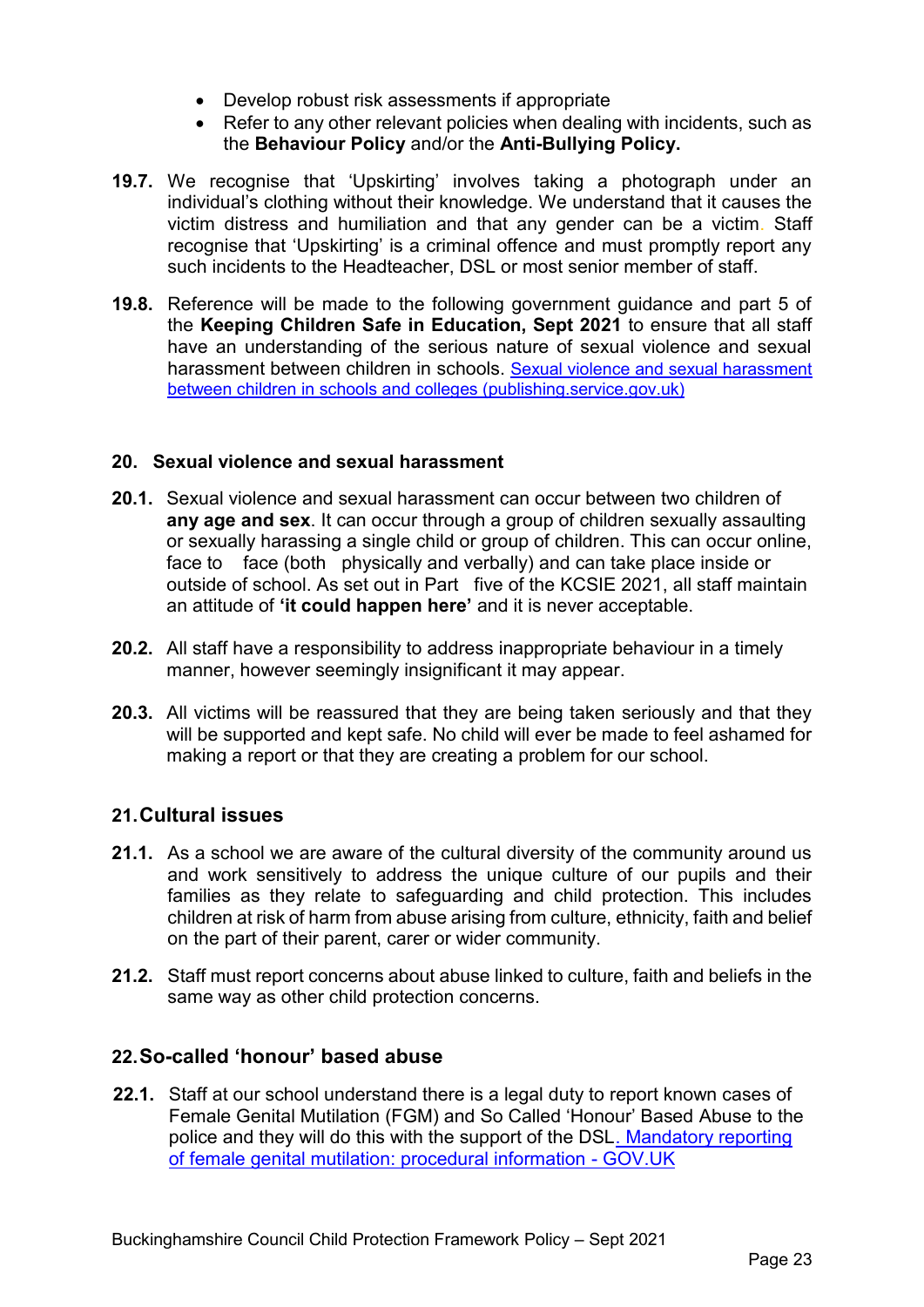- Develop robust risk assessments if appropriate
- Refer to any other relevant policies when dealing with incidents, such as the **Behaviour Policy** and/or the **Anti-Bullying Policy.**

**19.7.** We recognise that 'Upskirting' involves taking a photograph under an individual's clothing without their knowledge. We understand that it causes the victim distress and humiliation and that any gender can be a victim. Staff recognise that 'Upskirting' is a criminal offence and must promptly report any such incidents to the Headteacher, DSL or most senior member of staff.

**19.8.** Reference will be made to the following government guidance and part 5 of the **Keeping Children Safe in Education, Sept 2021** to ensure that all staff have an understanding of the serious nature of sexual violence and sexual harassment between children in schools. [Sexual violence and sexual harassment between children in schools and colleges (publishing.service.gov.uk)]()

### 20. Sexual violence and sexual harassment

**20.1.** Sexual violence and sexual harassment can occur between two children of **any age and sex**. It can occur through a group of children sexually assaulting or sexually harassing a single child or group of children. This can occur online, face to face (both physically and verbally) and can take place inside or outside of school. As set out in Part five of the KCSIE 2021, all staff maintain an attitude of **'it could happen here'** and it is never acceptable.

**20.2.** All staff have a responsibility to address inappropriate behaviour in a timely manner, however seemingly insignificant it may appear.

**20.3.** All victims will be reassured that they are being taken seriously and that they will be supported and kept safe. No child will ever be made to feel ashamed for making a report or that they are creating a problem for our school.

## 21. Cultural issues

**21.1.** As a school we are aware of the cultural diversity of the community around us and work sensitively to address the unique culture of our pupils and their families as they relate to safeguarding and child protection. This includes children at risk of harm from abuse arising from culture, ethnicity, faith and belief on the part of their parent, carer or wider community.

**21.2.** Staff must report concerns about abuse linked to culture, faith and beliefs in the same way as other child protection concerns.

## 22. So-called 'honour' based abuse

**22.1.** Staff at our school understand there is a legal duty to report known cases of Female Genital Mutilation (FGM) and So Called 'Honour' Based Abuse to the police and they will do this with the support of the DSL. [Mandatory reporting of female genital mutilation: procedural information - GOV.UK]()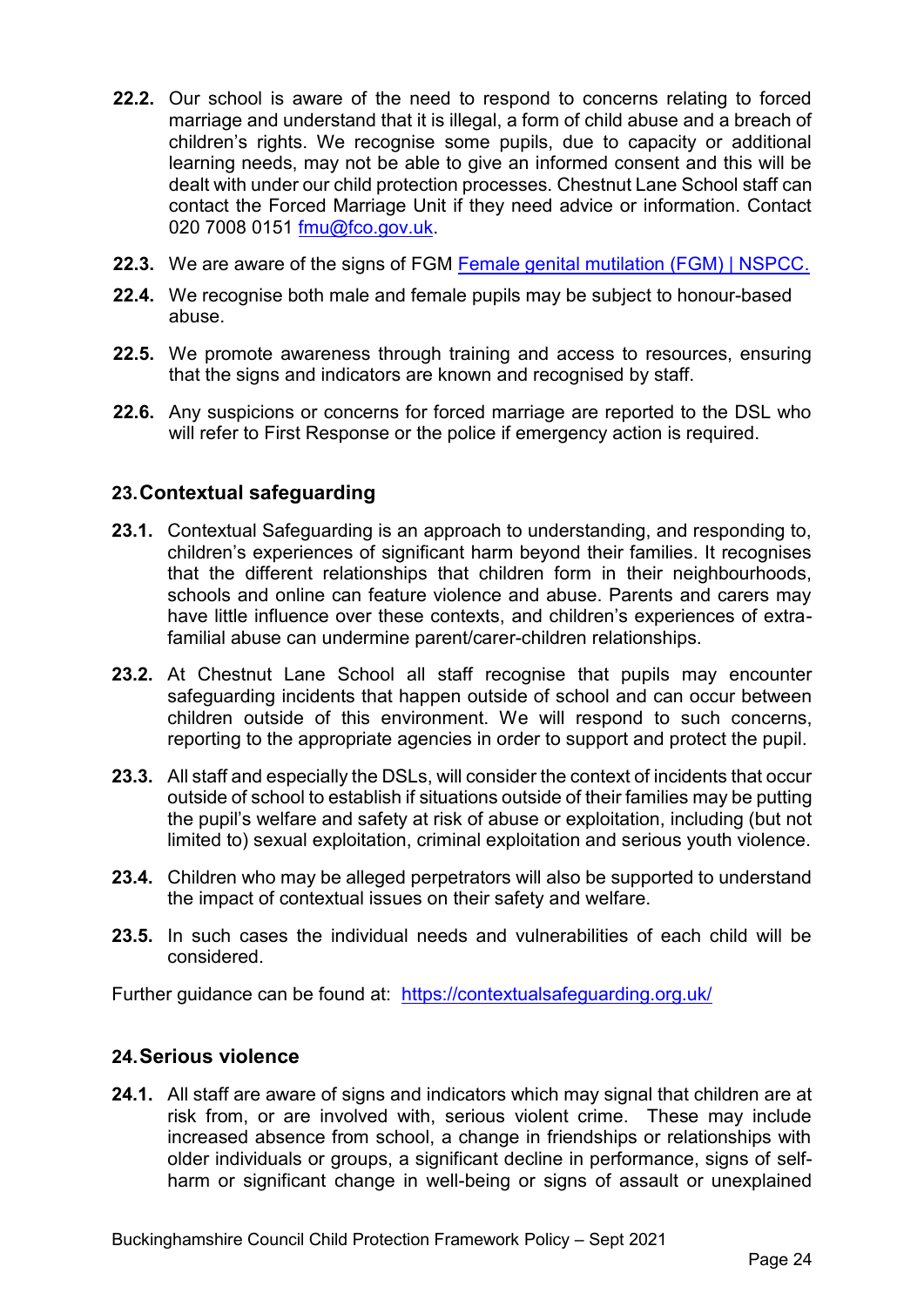**22.2.** Our school is aware of the need to respond to concerns relating to forced marriage and understand that it is illegal, a form of child abuse and a breach of children's rights. We recognise some pupils, due to capacity or additional learning needs, may not be able to give an informed consent and this will be dealt with under our child protection processes. Chestnut Lane School staff can contact the Forced Marriage Unit if they need advice or information. Contact 020 7008 0151 [fmu@fco.gov.uk](mailto:fmu@fco.gov.uk).

**22.3.** We are aware of the signs of FGM [Female genital mutilation (FGM) | NSPCC.]()

**22.4.** We recognise both male and female pupils may be subject to honour-based abuse.

**22.5.** We promote awareness through training and access to resources, ensuring that the signs and indicators are known and recognised by staff.

**22.6.** Any suspicions or concerns for forced marriage are reported to the DSL who will refer to First Response or the police if emergency action is required.

## 23. Contextual safeguarding

**23.1.** Contextual Safeguarding is an approach to understanding, and responding to, children's experiences of significant harm beyond their families. It recognises that the different relationships that children form in their neighbourhoods, schools and online can feature violence and abuse. Parents and carers may have little influence over these contexts, and children's experiences of extra-familial abuse can undermine parent/carer-children relationships.

**23.2.** At Chestnut Lane School all staff recognise that pupils may encounter safeguarding incidents that happen outside of school and can occur between children outside of this environment. We will respond to such concerns, reporting to the appropriate agencies in order to support and protect the pupil.

**23.3.** All staff and especially the DSLs, will consider the context of incidents that occur outside of school to establish if situations outside of their families may be putting the pupil's welfare and safety at risk of abuse or exploitation, including (but not limited to) sexual exploitation, criminal exploitation and serious youth violence.

**23.4.** Children who may be alleged perpetrators will also be supported to understand the impact of contextual issues on their safety and welfare.

**23.5.** In such cases the individual needs and vulnerabilities of each child will be considered.

Further guidance can be found at: [https://contextualsafeguarding.org.uk/](https://contextualsafeguarding.org.uk/)

## 24. Serious violence

**24.1.** All staff are aware of signs and indicators which may signal that children are at risk from, or are involved with, serious violent crime. These may include increased absence from school, a change in friendships or relationships with older individuals or groups, a significant decline in performance, signs of self-harm or significant change in well-being or signs of assault or unexplained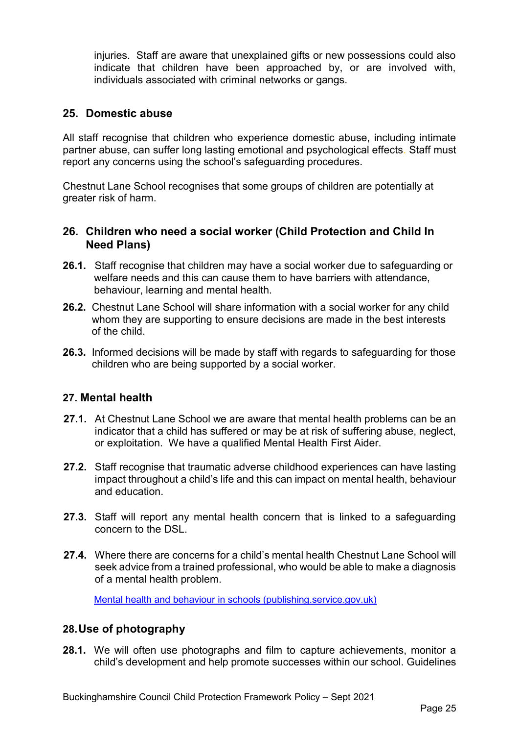injuries. Staff are aware that unexplained gifts or new possessions could also indicate that children have been approached by, or are involved with, individuals associated with criminal networks or gangs.

## 25. Domestic abuse

All staff recognise that children who experience domestic abuse, including intimate partner abuse, can suffer long lasting emotional and psychological effects. Staff must report any concerns using the school's safeguarding procedures.

Chestnut Lane School recognises that some groups of children are potentially at greater risk of harm.

## 26. Children who need a social worker (Child Protection and Child In Need Plans)

**26.1.** Staff recognise that children may have a social worker due to safeguarding or welfare needs and this can cause them to have barriers with attendance, behaviour, learning and mental health.

**26.2.** Chestnut Lane School will share information with a social worker for any child whom they are supporting to ensure decisions are made in the best interests of the child.

**26.3.** Informed decisions will be made by staff with regards to safeguarding for those children who are being supported by a social worker.

## 27. Mental health

**27.1.** At Chestnut Lane School we are aware that mental health problems can be an indicator that a child has suffered or may be at risk of suffering abuse, neglect, or exploitation. We have a qualified Mental Health First Aider.

**27.2.** Staff recognise that traumatic adverse childhood experiences can have lasting impact throughout a child's life and this can impact on mental health, behaviour and education.

**27.3.** Staff will report any mental health concern that is linked to a safeguarding concern to the DSL.

**27.4.** Where there are concerns for a child's mental health Chestnut Lane School will seek advice from a trained professional, who would be able to make a diagnosis of a mental health problem.

[Mental health and behaviour in schools (publishing.service.gov.uk)]

## 28. Use of photography

**28.1.** We will often use photographs and film to capture achievements, monitor a child's development and help promote successes within our school. Guidelines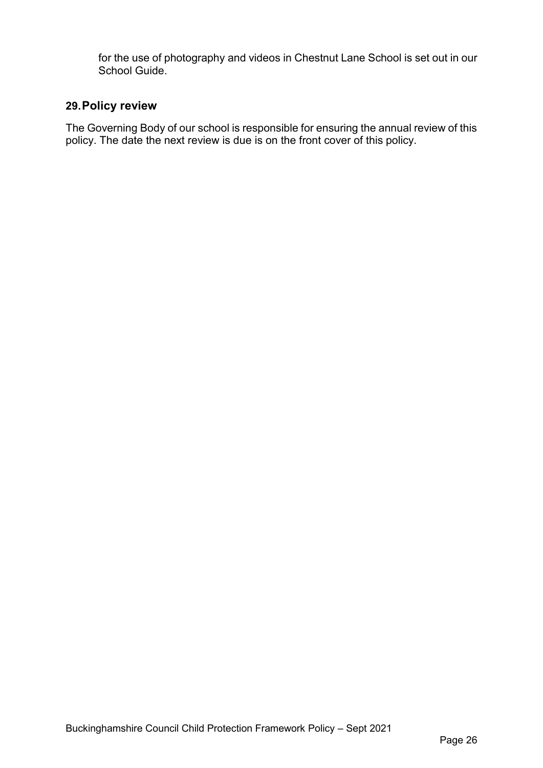for the use of photography and videos in Chestnut Lane School is set out in our School Guide.

## 29. Policy review

The Governing Body of our school is responsible for ensuring the annual review of this policy. The date the next review is due is on the front cover of this policy.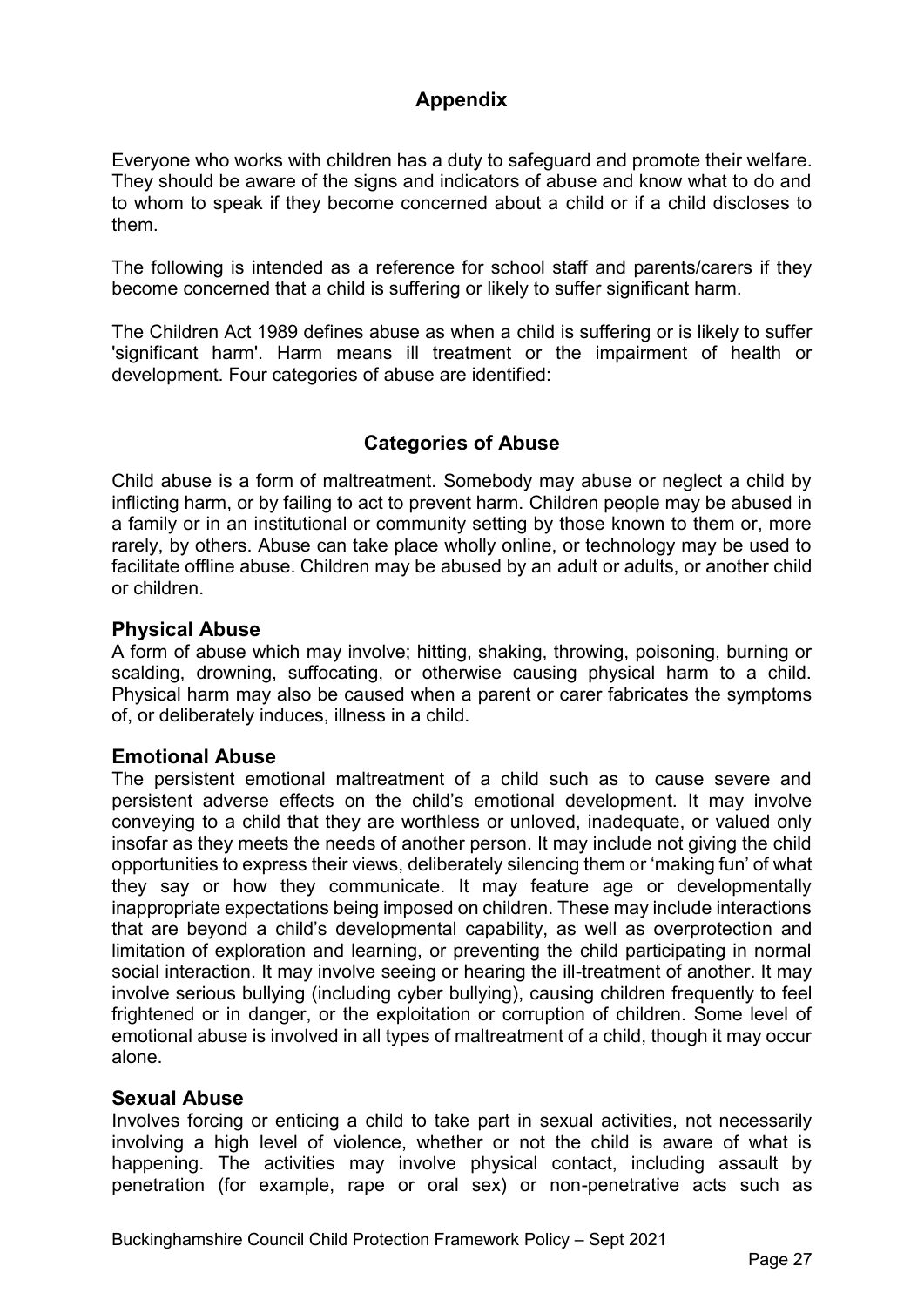## Appendix

Everyone who works with children has a duty to safeguard and promote their welfare. They should be aware of the signs and indicators of abuse and know what to do and to whom to speak if they become concerned about a child or if a child discloses to them.

The following is intended as a reference for school staff and parents/carers if they become concerned that a child is suffering or likely to suffer significant harm.

The Children Act 1989 defines abuse as when a child is suffering or is likely to suffer 'significant harm'. Harm means ill treatment or the impairment of health or development. Four categories of abuse are identified:

## Categories of Abuse

Child abuse is a form of maltreatment. Somebody may abuse or neglect a child by inflicting harm, or by failing to act to prevent harm. Children people may be abused in a family or in an institutional or community setting by those known to them or, more rarely, by others. Abuse can take place wholly online, or technology may be used to facilitate offline abuse. Children may be abused by an adult or adults, or another child or children.

### Physical Abuse

A form of abuse which may involve; hitting, shaking, throwing, poisoning, burning or scalding, drowning, suffocating, or otherwise causing physical harm to a child. Physical harm may also be caused when a parent or carer fabricates the symptoms of, or deliberately induces, illness in a child.

### Emotional Abuse

The persistent emotional maltreatment of a child such as to cause severe and persistent adverse effects on the child's emotional development. It may involve conveying to a child that they are worthless or unloved, inadequate, or valued only insofar as they meets the needs of another person. It may include not giving the child opportunities to express their views, deliberately silencing them or 'making fun' of what they say or how they communicate. It may feature age or developmentally inappropriate expectations being imposed on children. These may include interactions that are beyond a child's developmental capability, as well as overprotection and limitation of exploration and learning, or preventing the child participating in normal social interaction. It may involve seeing or hearing the ill-treatment of another. It may involve serious bullying (including cyber bullying), causing children frequently to feel frightened or in danger, or the exploitation or corruption of children. Some level of emotional abuse is involved in all types of maltreatment of a child, though it may occur alone.

### Sexual Abuse

Involves forcing or enticing a child to take part in sexual activities, not necessarily involving a high level of violence, whether or not the child is aware of what is happening. The activities may involve physical contact, including assault by penetration (for example, rape or oral sex) or non-penetrative acts such as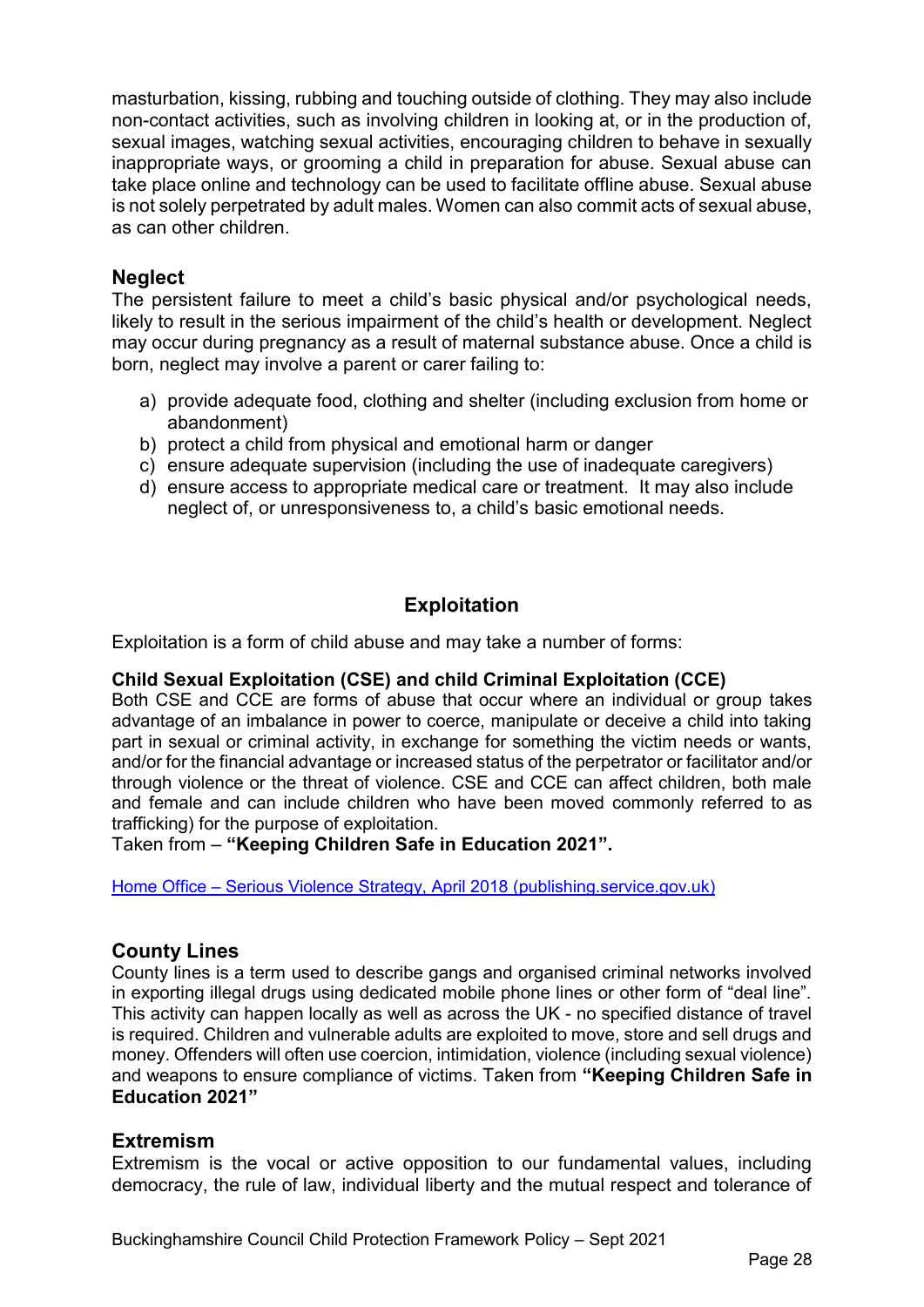masturbation, kissing, rubbing and touching outside of clothing. They may also include non-contact activities, such as involving children in looking at, or in the production of, sexual images, watching sexual activities, encouraging children to behave in sexually inappropriate ways, or grooming a child in preparation for abuse. Sexual abuse can take place online and technology can be used to facilitate offline abuse. Sexual abuse is not solely perpetrated by adult males. Women can also commit acts of sexual abuse, as can other children.

### Neglect

The persistent failure to meet a child's basic physical and/or psychological needs, likely to result in the serious impairment of the child's health or development. Neglect may occur during pregnancy as a result of maternal substance abuse. Once a child is born, neglect may involve a parent or carer failing to:

a) provide adequate food, clothing and shelter (including exclusion from home or abandonment)
b) protect a child from physical and emotional harm or danger
c) ensure adequate supervision (including the use of inadequate caregivers)
d) ensure access to appropriate medical care or treatment. It may also include neglect of, or unresponsiveness to, a child's basic emotional needs.

## Exploitation

Exploitation is a form of child abuse and may take a number of forms:

**Child Sexual Exploitation (CSE) and child Criminal Exploitation (CCE)**
Both CSE and CCE are forms of abuse that occur where an individual or group takes advantage of an imbalance in power to coerce, manipulate or deceive a child into taking part in sexual or criminal activity, in exchange for something the victim needs or wants, and/or for the financial advantage or increased status of the perpetrator or facilitator and/or through violence or the threat of violence. CSE and CCE can affect children, both male and female and can include children who have been moved commonly referred to as trafficking) for the purpose of exploitation.
Taken from – **"Keeping Children Safe in Education 2021".**

Home Office – Serious Violence Strategy, April 2018 (publishing.service.gov.uk)

### County Lines

County lines is a term used to describe gangs and organised criminal networks involved in exporting illegal drugs using dedicated mobile phone lines or other form of "deal line". This activity can happen locally as well as across the UK - no specified distance of travel is required. Children and vulnerable adults are exploited to move, store and sell drugs and money. Offenders will often use coercion, intimidation, violence (including sexual violence) and weapons to ensure compliance of victims. Taken from **"Keeping Children Safe in Education 2021"**

### Extremism

Extremism is the vocal or active opposition to our fundamental values, including democracy, the rule of law, individual liberty and the mutual respect and tolerance of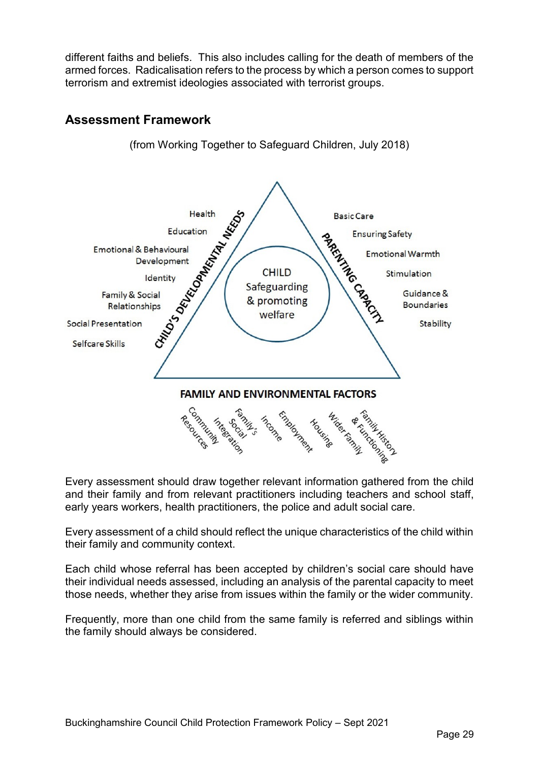different faiths and beliefs. This also includes calling for the death of members of the armed forces. Radicalisation refers to the process by which a person comes to support terrorism and extremist ideologies associated with terrorist groups.

## Assessment Framework

(from Working Together to Safeguard Children, July 2018)

CHILD Safeguarding & promoting welfare

CHILD'S DEVELOPMENTAL NEEDS

Health
Education
Emotional & Behavioural Development
Identity
Family & Social Relationships
Social Presentation
Selfcare Skills

PARENTING CAPACITY

Basic Care
Ensuring Safety
Emotional Warmth
Stimulation
Guidance & Boundaries
Stability

FAMILY AND ENVIRONMENTAL FACTORS

Community Resources
Family's Social Integration
Income
Employment
Housing
Wider Family
Family History & Functioning

Every assessment should draw together relevant information gathered from the child and their family and from relevant practitioners including teachers and school staff, early years workers, health practitioners, the police and adult social care.

Every assessment of a child should reflect the unique characteristics of the child within their family and community context.

Each child whose referral has been accepted by children's social care should have their individual needs assessed, including an analysis of the parental capacity to meet those needs, whether they arise from issues within the family or the wider community.

Frequently, more than one child from the same family is referred and siblings within the family should always be considered.